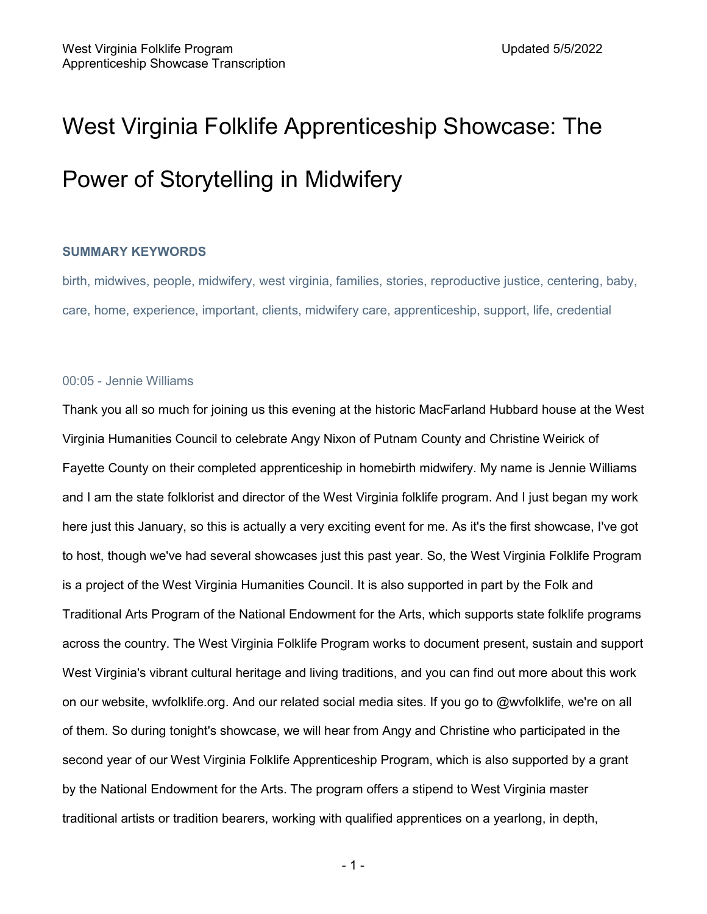# West Virginia Folklife Apprenticeship Showcase: The Power of Storytelling in Midwifery

### SUMMARY KEYWORDS

birth, midwives, people, midwifery, west virginia, families, stories, reproductive justice, centering, baby, care, home, experience, important, clients, midwifery care, apprenticeship, support, life, credential

00:05 - Jennie Williams

Thank you all so much for joining us this evening at the historic MacFarland Hubbard house at the West Virginia Humanities Council to celebrate Angy Nixon of Putnam County and Christine Weirick of Fayette County on their completed apprenticeship in homebirth midwifery. My name is Jennie Williams and I am the state folklorist and director of the West Virginia folklife program. And I just began my work here just this January, so this is actually a very exciting event for me. As it's the first showcase, I've got to host, though we've had several showcases just this past year. So, the West Virginia Folklife Program is a project of the West Virginia Humanities Council. It is also supported in part by the Folk and Traditional Arts Program of the National Endowment for the Arts, which supports state folklife programs across the country. The West Virginia Folklife Program works to document present, sustain and support West Virginia's vibrant cultural heritage and living traditions, and you can find out more about this work on our website, wvfolklife.org. And our related social media sites. If you go to @wvfolklife, we're on all of them. So during tonight's showcase, we will hear from Angy and Christine who participated in the second year of our West Virginia Folklife Apprenticeship Program, which is also supported by a grant by the National Endowment for the Arts. The program offers a stipend to West Virginia master traditional artists or tradition bearers, working with qualified apprentices on a yearlong, in depth,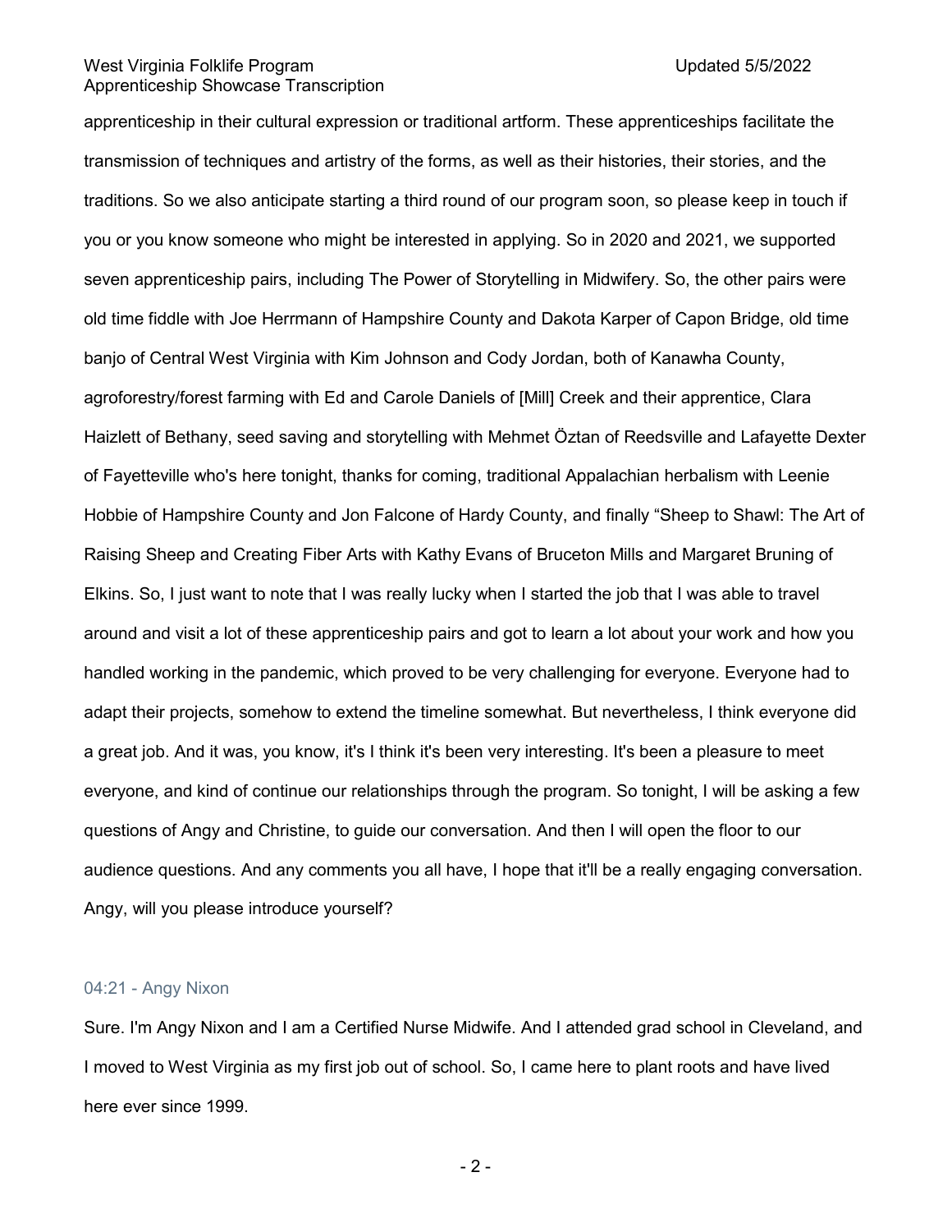apprenticeship in their cultural expression or traditional artform. These apprenticeships facilitate the transmission of techniques and artistry of the forms, as well as their histories, their stories, and the traditions. So we also anticipate starting a third round of our program soon, so please keep in touch if you or you know someone who might be interested in applying. So in 2020 and 2021, we supported seven apprenticeship pairs, including The Power of Storytelling in Midwifery. So, the other pairs were old time fiddle with Joe Herrmann of Hampshire County and Dakota Karper of Capon Bridge, old time banjo of Central West Virginia with Kim Johnson and Cody Jordan, both of Kanawha County, agroforestry/forest farming with Ed and Carole Daniels of [Mill] Creek and their apprentice, Clara Haizlett of Bethany, seed saving and storytelling with Mehmet Öztan of Reedsville and Lafayette Dexter of Fayetteville who's here tonight, thanks for coming, traditional Appalachian herbalism with Leenie Hobbie of Hampshire County and Jon Falcone of Hardy County, and finally "Sheep to Shawl: The Art of Raising Sheep and Creating Fiber Arts with Kathy Evans of Bruceton Mills and Margaret Bruning of Elkins. So, I just want to note that I was really lucky when I started the job that I was able to travel around and visit a lot of these apprenticeship pairs and got to learn a lot about your work and how you handled working in the pandemic, which proved to be very challenging for everyone. Everyone had to adapt their projects, somehow to extend the timeline somewhat. But nevertheless, I think everyone did a great job. And it was, you know, it's I think it's been very interesting. It's been a pleasure to meet everyone, and kind of continue our relationships through the program. So tonight, I will be asking a few questions of Angy and Christine, to guide our conversation. And then I will open the floor to our audience questions. And any comments you all have, I hope that it'll be a really engaging conversation. Angy, will you please introduce yourself?

04:21 - Angy Nixon

Sure. I'm Angy Nixon and I am a Certified Nurse Midwife. And I attended grad school in Cleveland, and I moved to West Virginia as my first job out of school. So, I came here to plant roots and have lived here ever since 1999.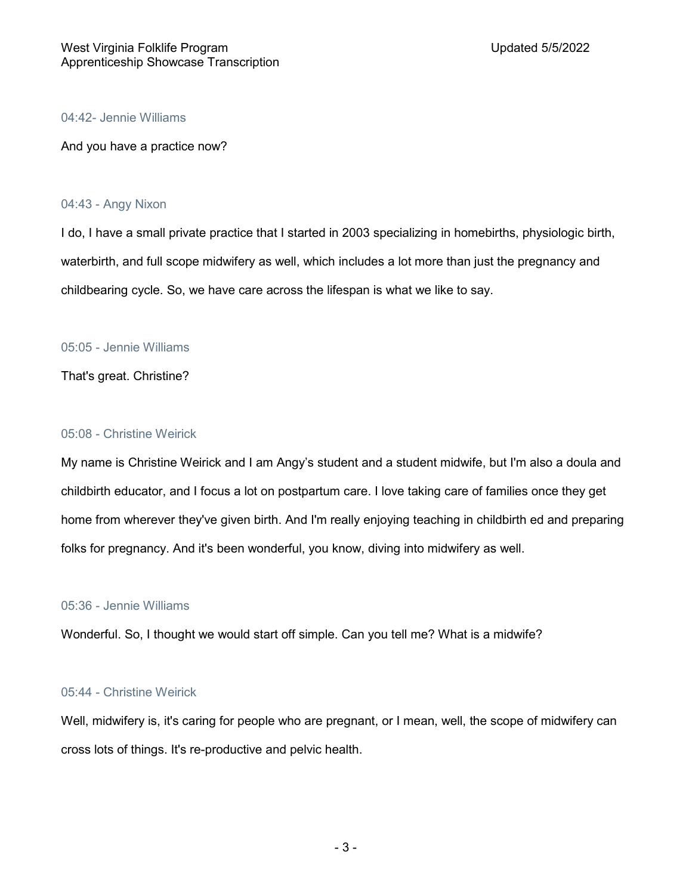04:42- Jennie Williams

And you have a practice now?

04:43 - Angy Nixon

I do, I have a small private practice that I started in 2003 specializing in homebirths, physiologic birth, waterbirth, and full scope midwifery as well, which includes a lot more than just the pregnancy and childbearing cycle. So, we have care across the lifespan is what we like to say.

05:05 - Jennie Williams

That's great. Christine?

05:08 - Christine Weirick

My name is Christine Weirick and I am Angy's student and a student midwife, but I'm also a doula and childbirth educator, and I focus a lot on postpartum care. I love taking care of families once they get home from wherever they've given birth. And I'm really enjoying teaching in childbirth ed and preparing folks for pregnancy. And it's been wonderful, you know, diving into midwifery as well.

05:36 - Jennie Williams

Wonderful. So, I thought we would start off simple. Can you tell me? What is a midwife?

05:44 - Christine Weirick

Well, midwifery is, it's caring for people who are pregnant, or I mean, well, the scope of midwifery can cross lots of things. It's re-productive and pelvic health.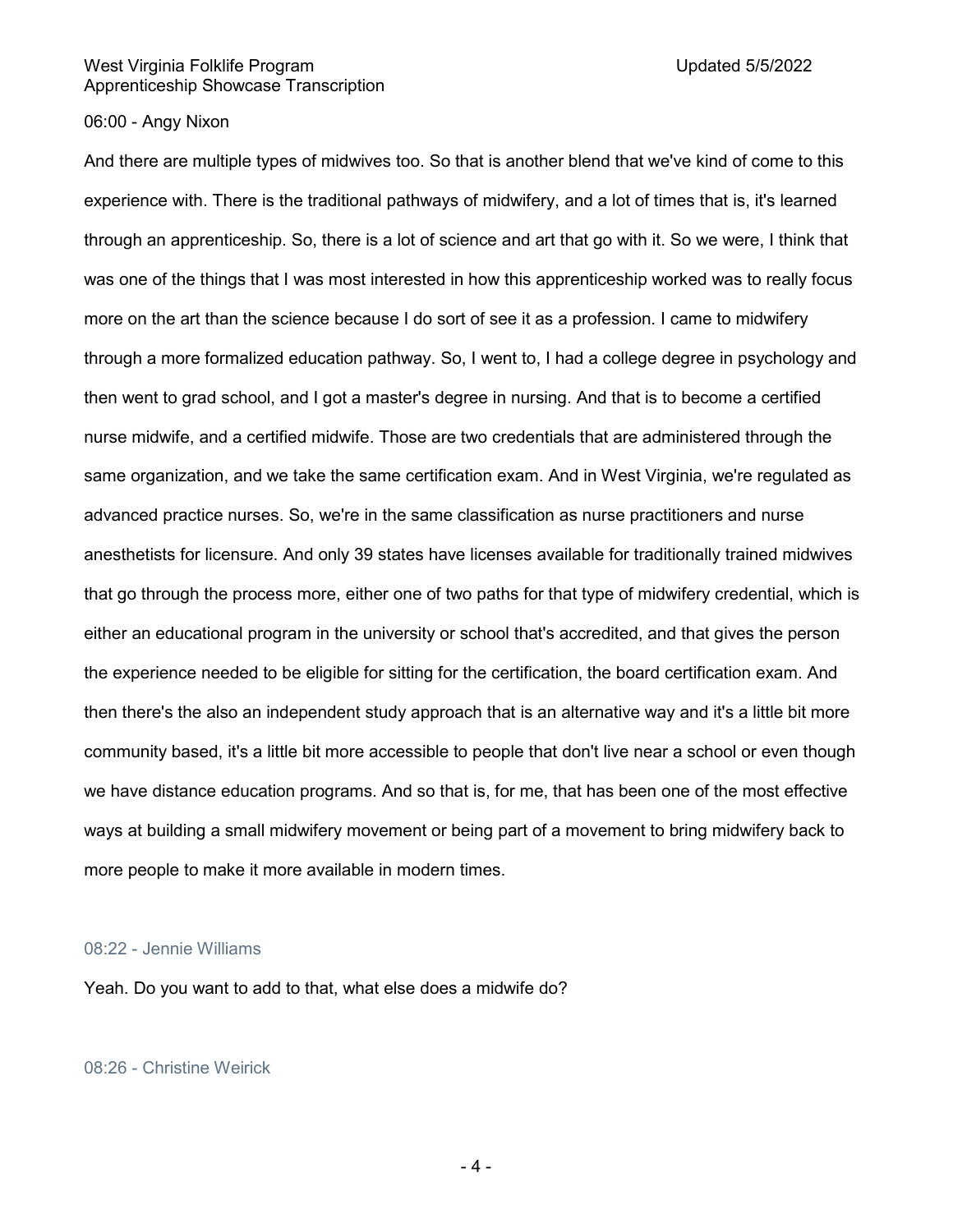06:00 - Angy Nixon

And there are multiple types of midwives too. So that is another blend that we've kind of come to this experience with. There is the traditional pathways of midwifery, and a lot of times that is, it's learned through an apprenticeship. So, there is a lot of science and art that go with it. So we were, I think that was one of the things that I was most interested in how this apprenticeship worked was to really focus more on the art than the science because I do sort of see it as a profession. I came to midwifery through a more formalized education pathway. So, I went to, I had a college degree in psychology and then went to grad school, and I got a master's degree in nursing. And that is to become a certified nurse midwife, and a certified midwife. Those are two credentials that are administered through the same organization, and we take the same certification exam. And in West Virginia, we're regulated as advanced practice nurses. So, we're in the same classification as nurse practitioners and nurse anesthetists for licensure. And only 39 states have licenses available for traditionally trained midwives that go through the process more, either one of two paths for that type of midwifery credential, which is either an educational program in the university or school that's accredited, and that gives the person the experience needed to be eligible for sitting for the certification, the board certification exam. And then there's the also an independent study approach that is an alternative way and it's a little bit more community based, it's a little bit more accessible to people that don't live near a school or even though we have distance education programs. And so that is, for me, that has been one of the most effective ways at building a small midwifery movement or being part of a movement to bring midwifery back to more people to make it more available in modern times.

08:22 - Jennie Williams

Yeah. Do you want to add to that, what else does a midwife do?

08:26 - Christine Weirick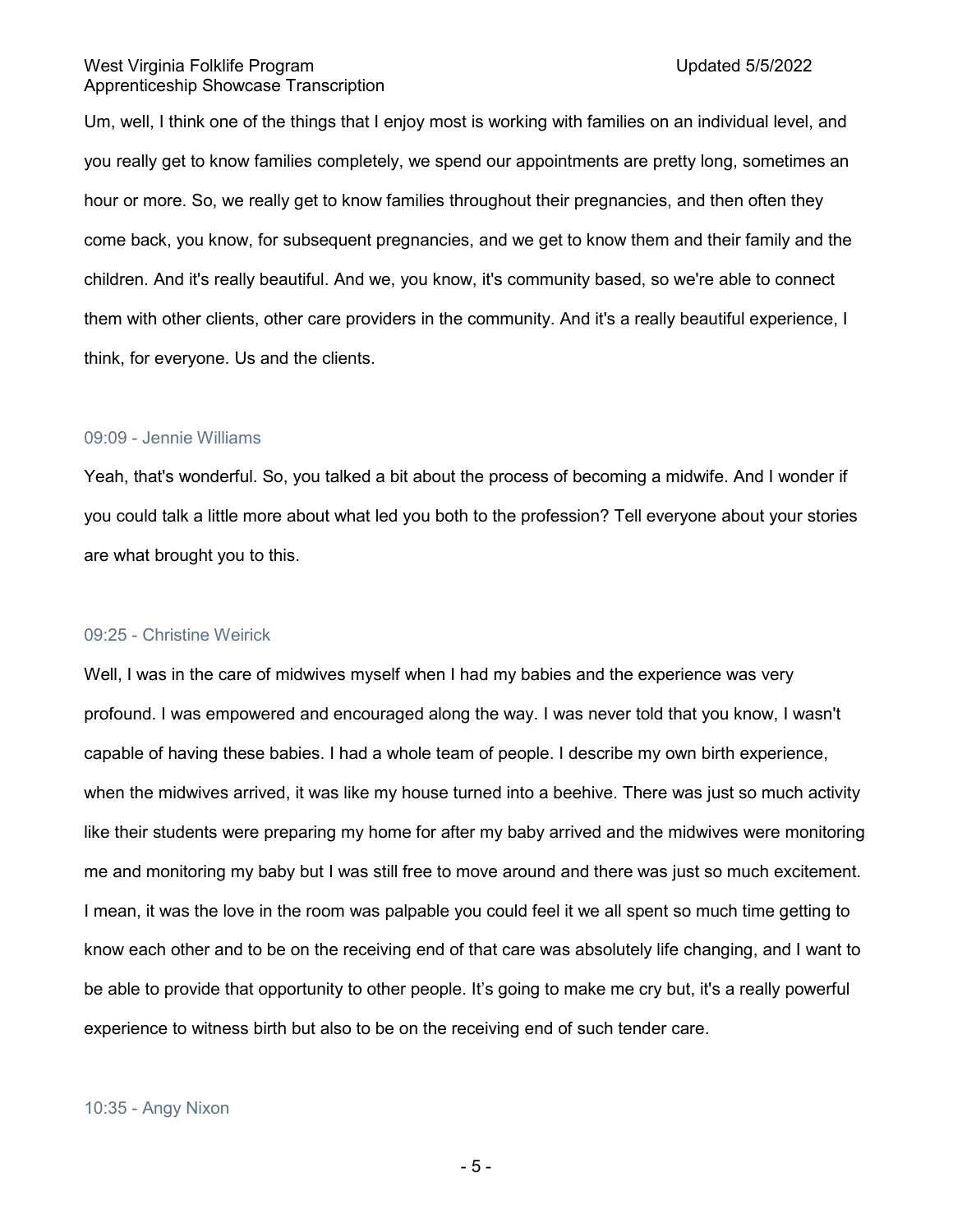Um, well, I think one of the things that I enjoy most is working with families on an individual level, and you really get to know families completely, we spend our appointments are pretty long, sometimes an hour or more. So, we really get to know families throughout their pregnancies, and then often they come back, you know, for subsequent pregnancies, and we get to know them and their family and the children. And it's really beautiful. And we, you know, it's community based, so we're able to connect them with other clients, other care providers in the community. And it's a really beautiful experience, I think, for everyone. Us and the clients.

09:09 - Jennie Williams

Yeah, that's wonderful. So, you talked a bit about the process of becoming a midwife. And I wonder if you could talk a little more about what led you both to the profession? Tell everyone about your stories are what brought you to this.

09:25 - Christine Weirick

Well, I was in the care of midwives myself when I had my babies and the experience was very profound. I was empowered and encouraged along the way. I was never told that you know, I wasn't capable of having these babies. I had a whole team of people. I describe my own birth experience, when the midwives arrived, it was like my house turned into a beehive. There was just so much activity like their students were preparing my home for after my baby arrived and the midwives were monitoring me and monitoring my baby but I was still free to move around and there was just so much excitement. I mean, it was the love in the room was palpable you could feel it we all spent so much time getting to know each other and to be on the receiving end of that care was absolutely life changing, and I want to be able to provide that opportunity to other people. It's going to make me cry but, it's a really powerful experience to witness birth but also to be on the receiving end of such tender care.

10:35 - Angy Nixon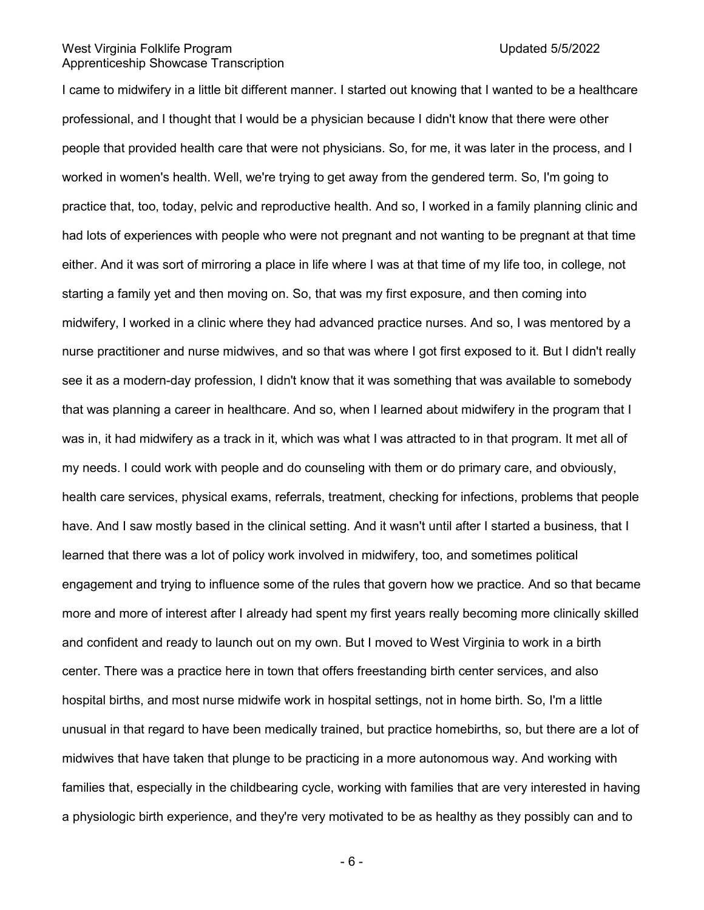I came to midwifery in a little bit different manner. I started out knowing that I wanted to be a healthcare professional, and I thought that I would be a physician because I didn't know that there were other people that provided health care that were not physicians. So, for me, it was later in the process, and I worked in women's health. Well, we're trying to get away from the gendered term. So, I'm going to practice that, too, today, pelvic and reproductive health. And so, I worked in a family planning clinic and had lots of experiences with people who were not pregnant and not wanting to be pregnant at that time either. And it was sort of mirroring a place in life where I was at that time of my life too, in college, not starting a family yet and then moving on. So, that was my first exposure, and then coming into midwifery, I worked in a clinic where they had advanced practice nurses. And so, I was mentored by a nurse practitioner and nurse midwives, and so that was where I got first exposed to it. But I didn't really see it as a modern-day profession, I didn't know that it was something that was available to somebody that was planning a career in healthcare. And so, when I learned about midwifery in the program that I was in, it had midwifery as a track in it, which was what I was attracted to in that program. It met all of my needs. I could work with people and do counseling with them or do primary care, and obviously, health care services, physical exams, referrals, treatment, checking for infections, problems that people have. And I saw mostly based in the clinical setting. And it wasn't until after I started a business, that I learned that there was a lot of policy work involved in midwifery, too, and sometimes political engagement and trying to influence some of the rules that govern how we practice. And so that became more and more of interest after I already had spent my first years really becoming more clinically skilled and confident and ready to launch out on my own. But I moved to West Virginia to work in a birth center. There was a practice here in town that offers freestanding birth center services, and also hospital births, and most nurse midwife work in hospital settings, not in home birth. So, I'm a little unusual in that regard to have been medically trained, but practice homebirths, so, but there are a lot of midwives that have taken that plunge to be practicing in a more autonomous way. And working with families that, especially in the childbearing cycle, working with families that are very interested in having a physiologic birth experience, and they're very motivated to be as healthy as they possibly can and to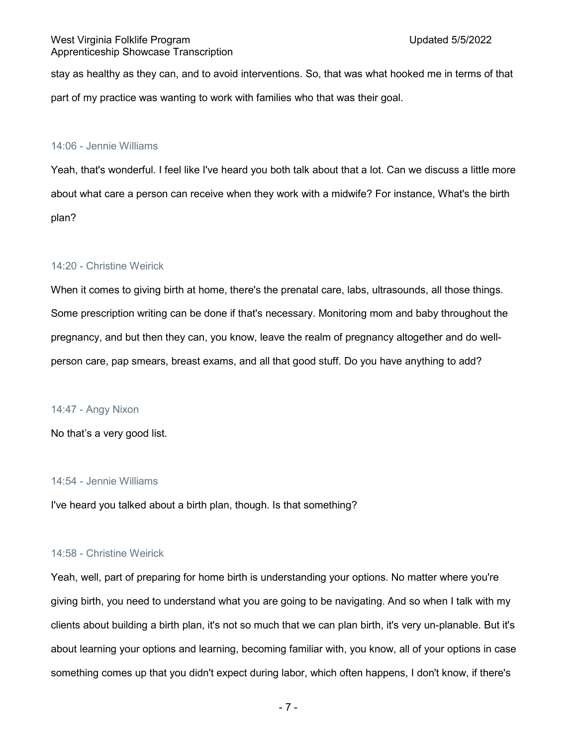stay as healthy as they can, and to avoid interventions. So, that was what hooked me in terms of that part of my practice was wanting to work with families who that was their goal.

14:06 - Jennie Williams

Yeah, that's wonderful. I feel like I've heard you both talk about that a lot. Can we discuss a little more about what care a person can receive when they work with a midwife? For instance, What's the birth plan?

14:20 - Christine Weirick

When it comes to giving birth at home, there's the prenatal care, labs, ultrasounds, all those things. Some prescription writing can be done if that's necessary. Monitoring mom and baby throughout the pregnancy, and but then they can, you know, leave the realm of pregnancy altogether and do well-person care, pap smears, breast exams, and all that good stuff. Do you have anything to add?

14:47 - Angy Nixon

No that's a very good list.

14:54 - Jennie Williams

I've heard you talked about a birth plan, though. Is that something?

14:58 - Christine Weirick

Yeah, well, part of preparing for home birth is understanding your options. No matter where you're giving birth, you need to understand what you are going to be navigating. And so when I talk with my clients about building a birth plan, it's not so much that we can plan birth, it's very un-planable. But it's about learning your options and learning, becoming familiar with, you know, all of your options in case something comes up that you didn't expect during labor, which often happens, I don't know, if there's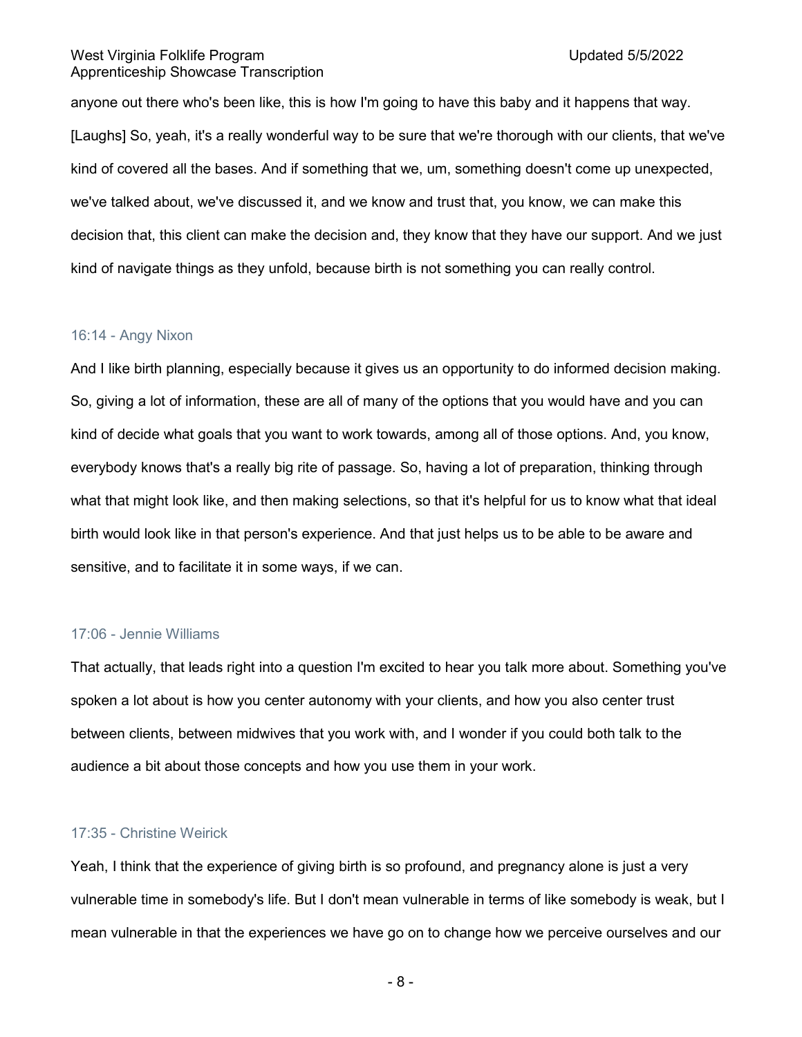anyone out there who's been like, this is how I'm going to have this baby and it happens that way. [Laughs] So, yeah, it's a really wonderful way to be sure that we're thorough with our clients, that we've kind of covered all the bases. And if something that we, um, something doesn't come up unexpected, we've talked about, we've discussed it, and we know and trust that, you know, we can make this decision that, this client can make the decision and, they know that they have our support. And we just kind of navigate things as they unfold, because birth is not something you can really control.

### 16:14 - Angy Nixon

And I like birth planning, especially because it gives us an opportunity to do informed decision making. So, giving a lot of information, these are all of many of the options that you would have and you can kind of decide what goals that you want to work towards, among all of those options. And, you know, everybody knows that's a really big rite of passage. So, having a lot of preparation, thinking through what that might look like, and then making selections, so that it's helpful for us to know what that ideal birth would look like in that person's experience. And that just helps us to be able to be aware and sensitive, and to facilitate it in some ways, if we can.

### 17:06 - Jennie Williams

That actually, that leads right into a question I'm excited to hear you talk more about. Something you've spoken a lot about is how you center autonomy with your clients, and how you also center trust between clients, between midwives that you work with, and I wonder if you could both talk to the audience a bit about those concepts and how you use them in your work.

### 17:35 - Christine Weirick

Yeah, I think that the experience of giving birth is so profound, and pregnancy alone is just a very vulnerable time in somebody's life. But I don't mean vulnerable in terms of like somebody is weak, but I mean vulnerable in that the experiences we have go on to change how we perceive ourselves and our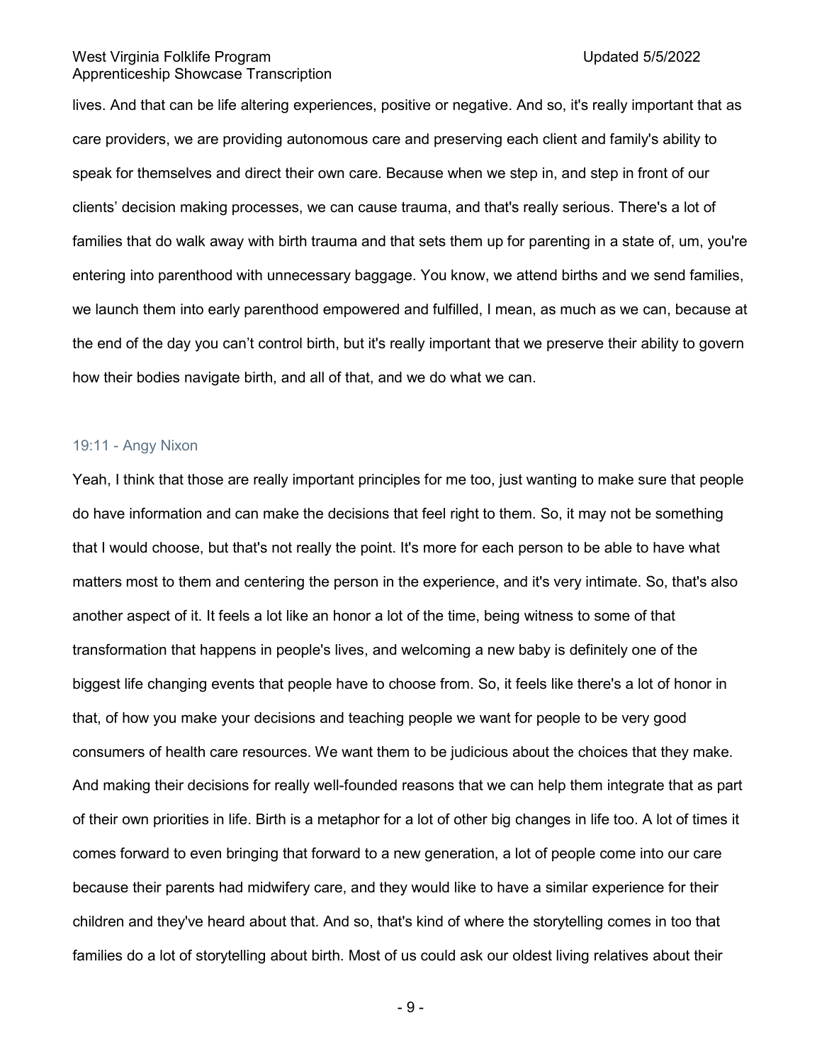lives. And that can be life altering experiences, positive or negative. And so, it's really important that as care providers, we are providing autonomous care and preserving each client and family's ability to speak for themselves and direct their own care. Because when we step in, and step in front of our clients' decision making processes, we can cause trauma, and that's really serious. There's a lot of families that do walk away with birth trauma and that sets them up for parenting in a state of, um, you're entering into parenthood with unnecessary baggage. You know, we attend births and we send families, we launch them into early parenthood empowered and fulfilled, I mean, as much as we can, because at the end of the day you can't control birth, but it's really important that we preserve their ability to govern how their bodies navigate birth, and all of that, and we do what we can.

19:11 - Angy Nixon

Yeah, I think that those are really important principles for me too, just wanting to make sure that people do have information and can make the decisions that feel right to them. So, it may not be something that I would choose, but that's not really the point. It's more for each person to be able to have what matters most to them and centering the person in the experience, and it's very intimate. So, that's also another aspect of it. It feels a lot like an honor a lot of the time, being witness to some of that transformation that happens in people's lives, and welcoming a new baby is definitely one of the biggest life changing events that people have to choose from. So, it feels like there's a lot of honor in that, of how you make your decisions and teaching people we want for people to be very good consumers of health care resources. We want them to be judicious about the choices that they make. And making their decisions for really well-founded reasons that we can help them integrate that as part of their own priorities in life. Birth is a metaphor for a lot of other big changes in life too. A lot of times it comes forward to even bringing that forward to a new generation, a lot of people come into our care because their parents had midwifery care, and they would like to have a similar experience for their children and they've heard about that. And so, that's kind of where the storytelling comes in too that families do a lot of storytelling about birth. Most of us could ask our oldest living relatives about their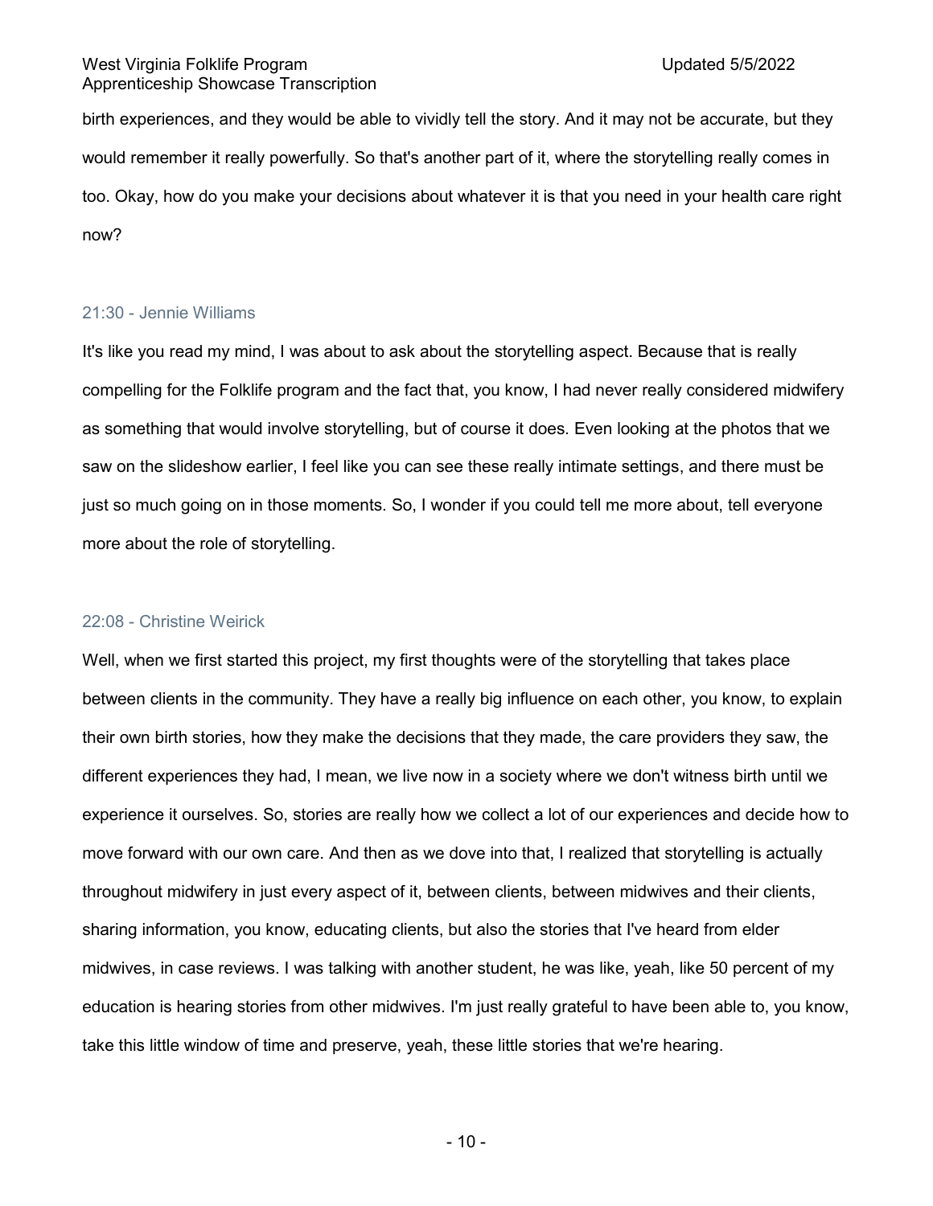birth experiences, and they would be able to vividly tell the story. And it may not be accurate, but they would remember it really powerfully. So that's another part of it, where the storytelling really comes in too. Okay, how do you make your decisions about whatever it is that you need in your health care right now?

21:30 - Jennie Williams

It's like you read my mind, I was about to ask about the storytelling aspect. Because that is really compelling for the Folklife program and the fact that, you know, I had never really considered midwifery as something that would involve storytelling, but of course it does. Even looking at the photos that we saw on the slideshow earlier, I feel like you can see these really intimate settings, and there must be just so much going on in those moments. So, I wonder if you could tell me more about, tell everyone more about the role of storytelling.

22:08 - Christine Weirick

Well, when we first started this project, my first thoughts were of the storytelling that takes place between clients in the community. They have a really big influence on each other, you know, to explain their own birth stories, how they make the decisions that they made, the care providers they saw, the different experiences they had, I mean, we live now in a society where we don't witness birth until we experience it ourselves. So, stories are really how we collect a lot of our experiences and decide how to move forward with our own care. And then as we dove into that, I realized that storytelling is actually throughout midwifery in just every aspect of it, between clients, between midwives and their clients, sharing information, you know, educating clients, but also the stories that I've heard from elder midwives, in case reviews. I was talking with another student, he was like, yeah, like 50 percent of my education is hearing stories from other midwives. I'm just really grateful to have been able to, you know, take this little window of time and preserve, yeah, these little stories that we're hearing.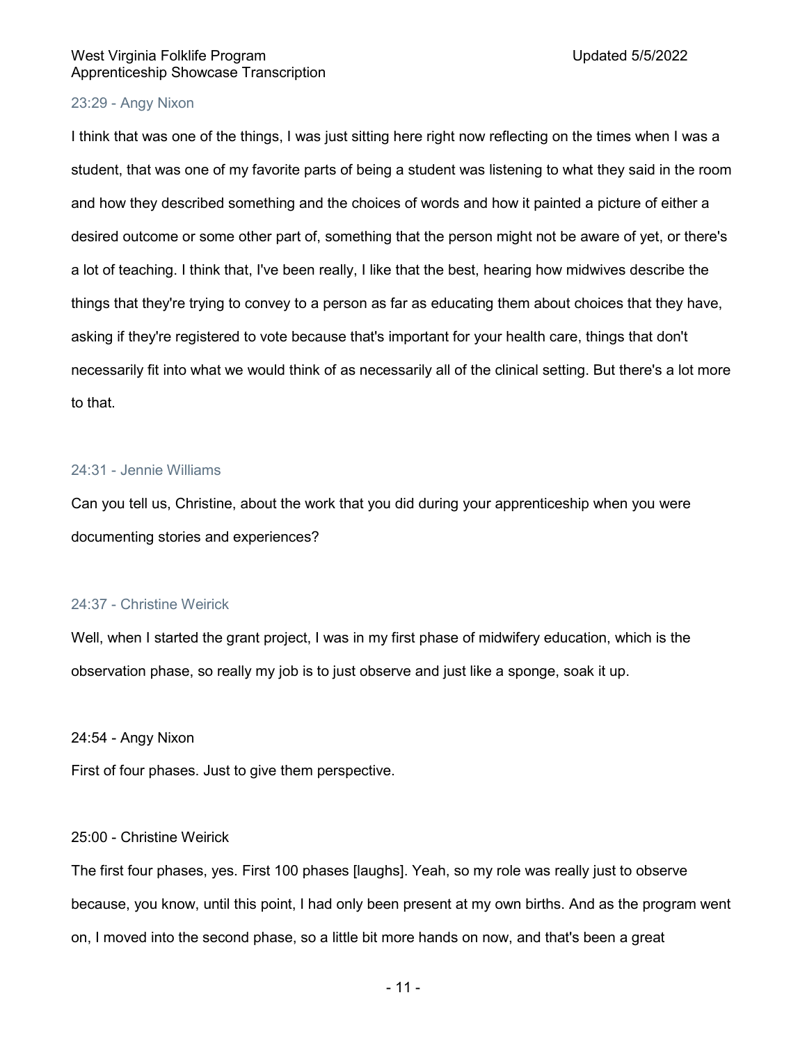23:29 - Angy Nixon

I think that was one of the things, I was just sitting here right now reflecting on the times when I was a student, that was one of my favorite parts of being a student was listening to what they said in the room and how they described something and the choices of words and how it painted a picture of either a desired outcome or some other part of, something that the person might not be aware of yet, or there's a lot of teaching. I think that, I've been really, I like that the best, hearing how midwives describe the things that they're trying to convey to a person as far as educating them about choices that they have, asking if they're registered to vote because that's important for your health care, things that don't necessarily fit into what we would think of as necessarily all of the clinical setting. But there's a lot more to that.

24:31 - Jennie Williams

Can you tell us, Christine, about the work that you did during your apprenticeship when you were documenting stories and experiences?

24:37 - Christine Weirick

Well, when I started the grant project, I was in my first phase of midwifery education, which is the observation phase, so really my job is to just observe and just like a sponge, soak it up.

24:54 - Angy Nixon

First of four phases. Just to give them perspective.

25:00 - Christine Weirick

The first four phases, yes. First 100 phases [laughs]. Yeah, so my role was really just to observe because, you know, until this point, I had only been present at my own births. And as the program went on, I moved into the second phase, so a little bit more hands on now, and that's been a great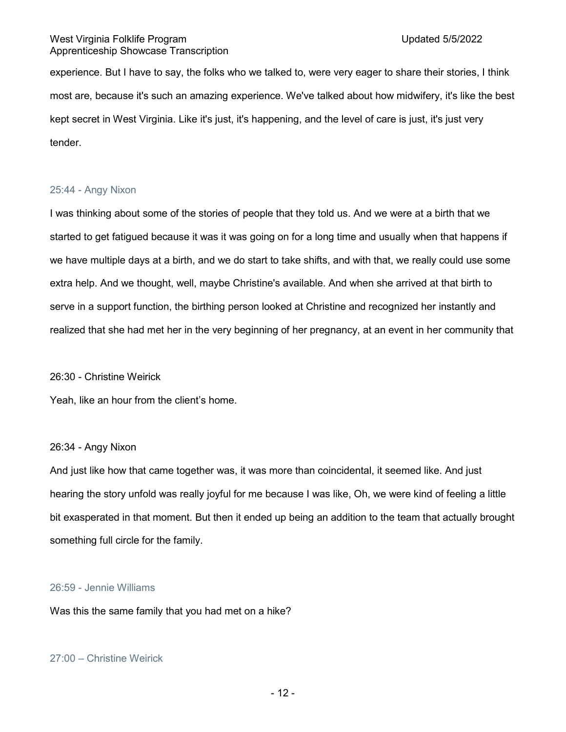experience. But I have to say, the folks who we talked to, were very eager to share their stories, I think most are, because it's such an amazing experience. We've talked about how midwifery, it's like the best kept secret in West Virginia. Like it's just, it's happening, and the level of care is just, it's just very tender.

25:44 - Angy Nixon

I was thinking about some of the stories of people that they told us. And we were at a birth that we started to get fatigued because it was it was going on for a long time and usually when that happens if we have multiple days at a birth, and we do start to take shifts, and with that, we really could use some extra help. And we thought, well, maybe Christine's available. And when she arrived at that birth to serve in a support function, the birthing person looked at Christine and recognized her instantly and realized that she had met her in the very beginning of her pregnancy, at an event in her community that

26:30 - Christine Weirick

Yeah, like an hour from the client's home.

26:34 - Angy Nixon

And just like how that came together was, it was more than coincidental, it seemed like. And just hearing the story unfold was really joyful for me because I was like, Oh, we were kind of feeling a little bit exasperated in that moment. But then it ended up being an addition to the team that actually brought something full circle for the family.

26:59 - Jennie Williams

Was this the same family that you had met on a hike?

27:00 – Christine Weirick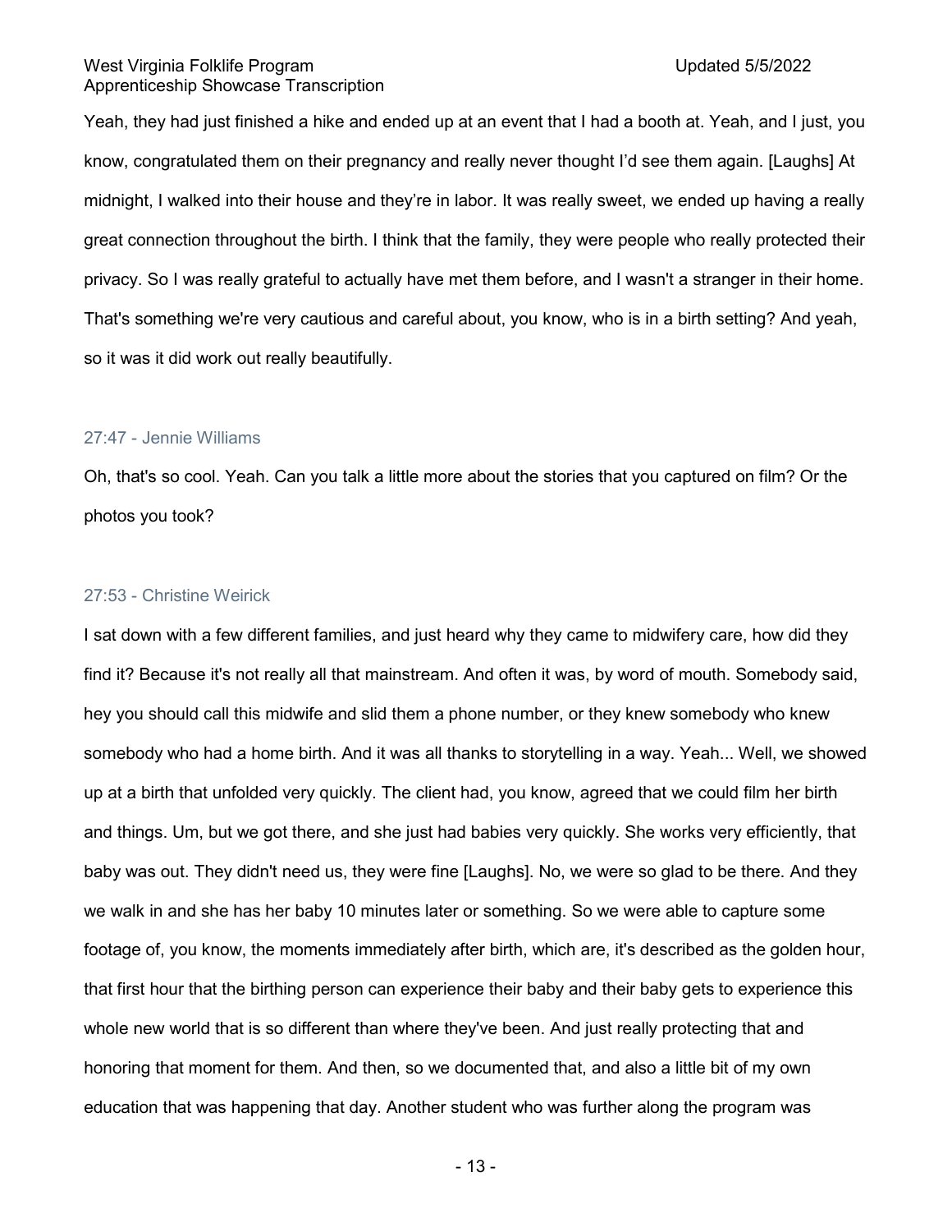Yeah, they had just finished a hike and ended up at an event that I had a booth at. Yeah, and I just, you know, congratulated them on their pregnancy and really never thought I'd see them again. [Laughs] At midnight, I walked into their house and they're in labor. It was really sweet, we ended up having a really great connection throughout the birth. I think that the family, they were people who really protected their privacy. So I was really grateful to actually have met them before, and I wasn't a stranger in their home. That's something we're very cautious and careful about, you know, who is in a birth setting? And yeah, so it was it did work out really beautifully.

27:47 - Jennie Williams

Oh, that's so cool. Yeah. Can you talk a little more about the stories that you captured on film? Or the photos you took?

27:53 - Christine Weirick

I sat down with a few different families, and just heard why they came to midwifery care, how did they find it? Because it's not really all that mainstream. And often it was, by word of mouth. Somebody said, hey you should call this midwife and slid them a phone number, or they knew somebody who knew somebody who had a home birth. And it was all thanks to storytelling in a way. Yeah... Well, we showed up at a birth that unfolded very quickly. The client had, you know, agreed that we could film her birth and things. Um, but we got there, and she just had babies very quickly. She works very efficiently, that baby was out. They didn't need us, they were fine [Laughs]. No, we were so glad to be there. And they we walk in and she has her baby 10 minutes later or something. So we were able to capture some footage of, you know, the moments immediately after birth, which are, it's described as the golden hour, that first hour that the birthing person can experience their baby and their baby gets to experience this whole new world that is so different than where they've been. And just really protecting that and honoring that moment for them. And then, so we documented that, and also a little bit of my own education that was happening that day. Another student who was further along the program was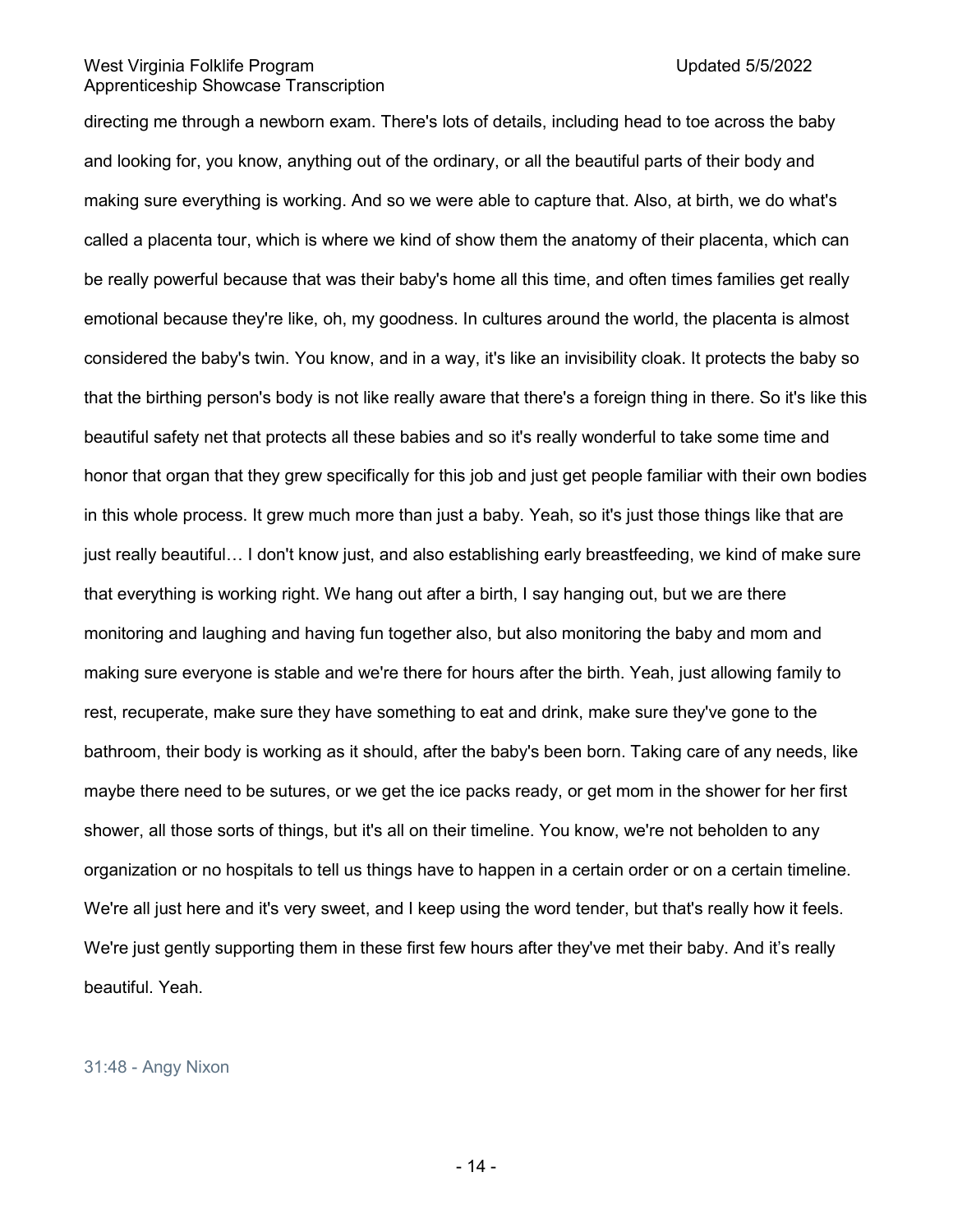directing me through a newborn exam. There's lots of details, including head to toe across the baby and looking for, you know, anything out of the ordinary, or all the beautiful parts of their body and making sure everything is working. And so we were able to capture that. Also, at birth, we do what's called a placenta tour, which is where we kind of show them the anatomy of their placenta, which can be really powerful because that was their baby's home all this time, and often times families get really emotional because they're like, oh, my goodness. In cultures around the world, the placenta is almost considered the baby's twin. You know, and in a way, it's like an invisibility cloak. It protects the baby so that the birthing person's body is not like really aware that there's a foreign thing in there. So it's like this beautiful safety net that protects all these babies and so it's really wonderful to take some time and honor that organ that they grew specifically for this job and just get people familiar with their own bodies in this whole process. It grew much more than just a baby. Yeah, so it's just those things like that are just really beautiful… I don't know just, and also establishing early breastfeeding, we kind of make sure that everything is working right. We hang out after a birth, I say hanging out, but we are there monitoring and laughing and having fun together also, but also monitoring the baby and mom and making sure everyone is stable and we're there for hours after the birth. Yeah, just allowing family to rest, recuperate, make sure they have something to eat and drink, make sure they've gone to the bathroom, their body is working as it should, after the baby's been born. Taking care of any needs, like maybe there need to be sutures, or we get the ice packs ready, or get mom in the shower for her first shower, all those sorts of things, but it's all on their timeline. You know, we're not beholden to any organization or no hospitals to tell us things have to happen in a certain order or on a certain timeline. We're all just here and it's very sweet, and I keep using the word tender, but that's really how it feels. We're just gently supporting them in these first few hours after they've met their baby. And it's really beautiful. Yeah.

31:48 - Angy Nixon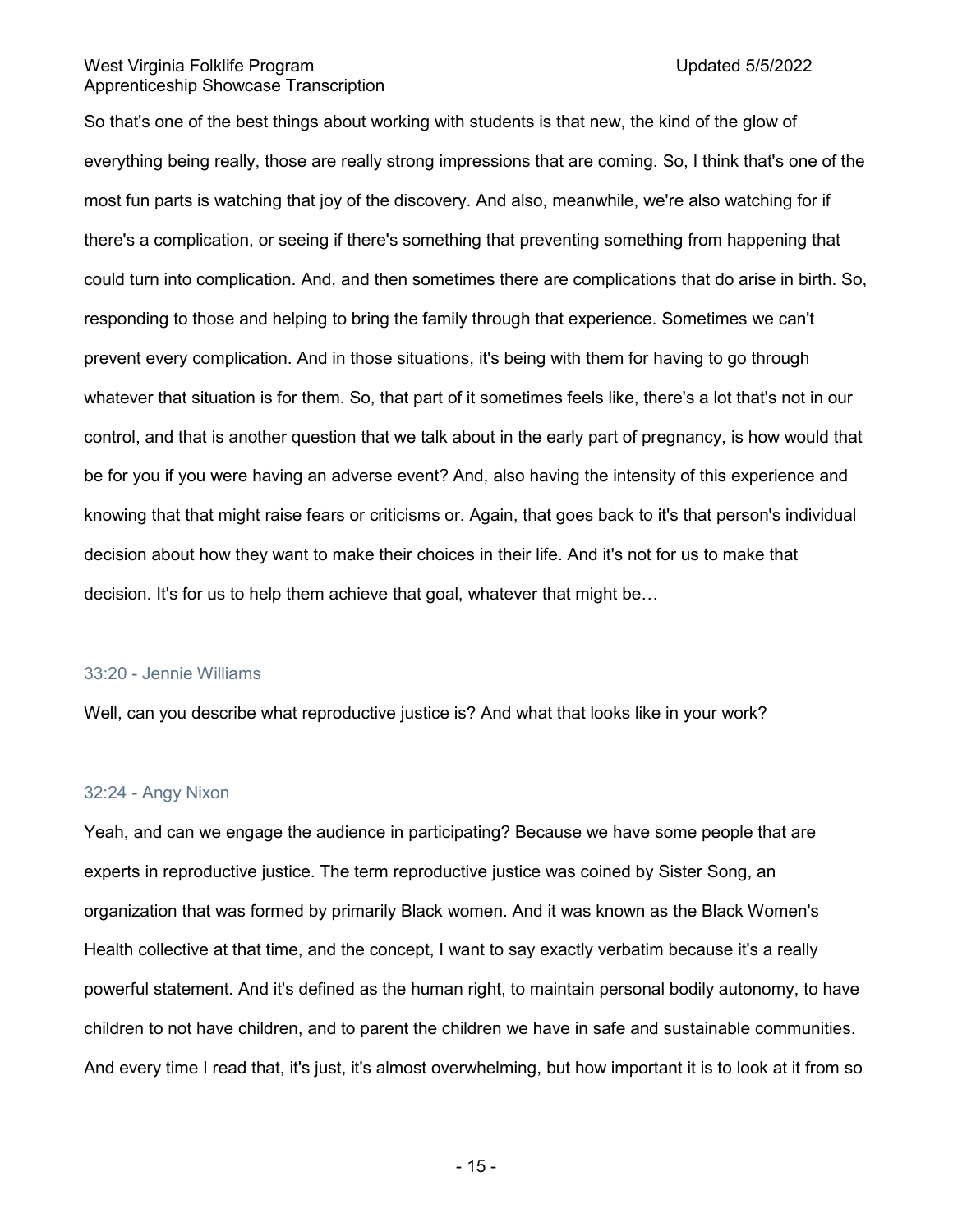So that's one of the best things about working with students is that new, the kind of the glow of everything being really, those are really strong impressions that are coming. So, I think that's one of the most fun parts is watching that joy of the discovery. And also, meanwhile, we're also watching for if there's a complication, or seeing if there's something that preventing something from happening that could turn into complication. And, and then sometimes there are complications that do arise in birth. So, responding to those and helping to bring the family through that experience. Sometimes we can't prevent every complication. And in those situations, it's being with them for having to go through whatever that situation is for them. So, that part of it sometimes feels like, there's a lot that's not in our control, and that is another question that we talk about in the early part of pregnancy, is how would that be for you if you were having an adverse event? And, also having the intensity of this experience and knowing that that might raise fears or criticisms or. Again, that goes back to it's that person's individual decision about how they want to make their choices in their life. And it's not for us to make that decision. It's for us to help them achieve that goal, whatever that might be…

#### 33:20 - Jennie Williams

Well, can you describe what reproductive justice is? And what that looks like in your work?

#### 32:24 - Angy Nixon

Yeah, and can we engage the audience in participating? Because we have some people that are experts in reproductive justice. The term reproductive justice was coined by Sister Song, an organization that was formed by primarily Black women. And it was known as the Black Women's Health collective at that time, and the concept, I want to say exactly verbatim because it's a really powerful statement. And it's defined as the human right, to maintain personal bodily autonomy, to have children to not have children, and to parent the children we have in safe and sustainable communities. And every time I read that, it's just, it's almost overwhelming, but how important it is to look at it from so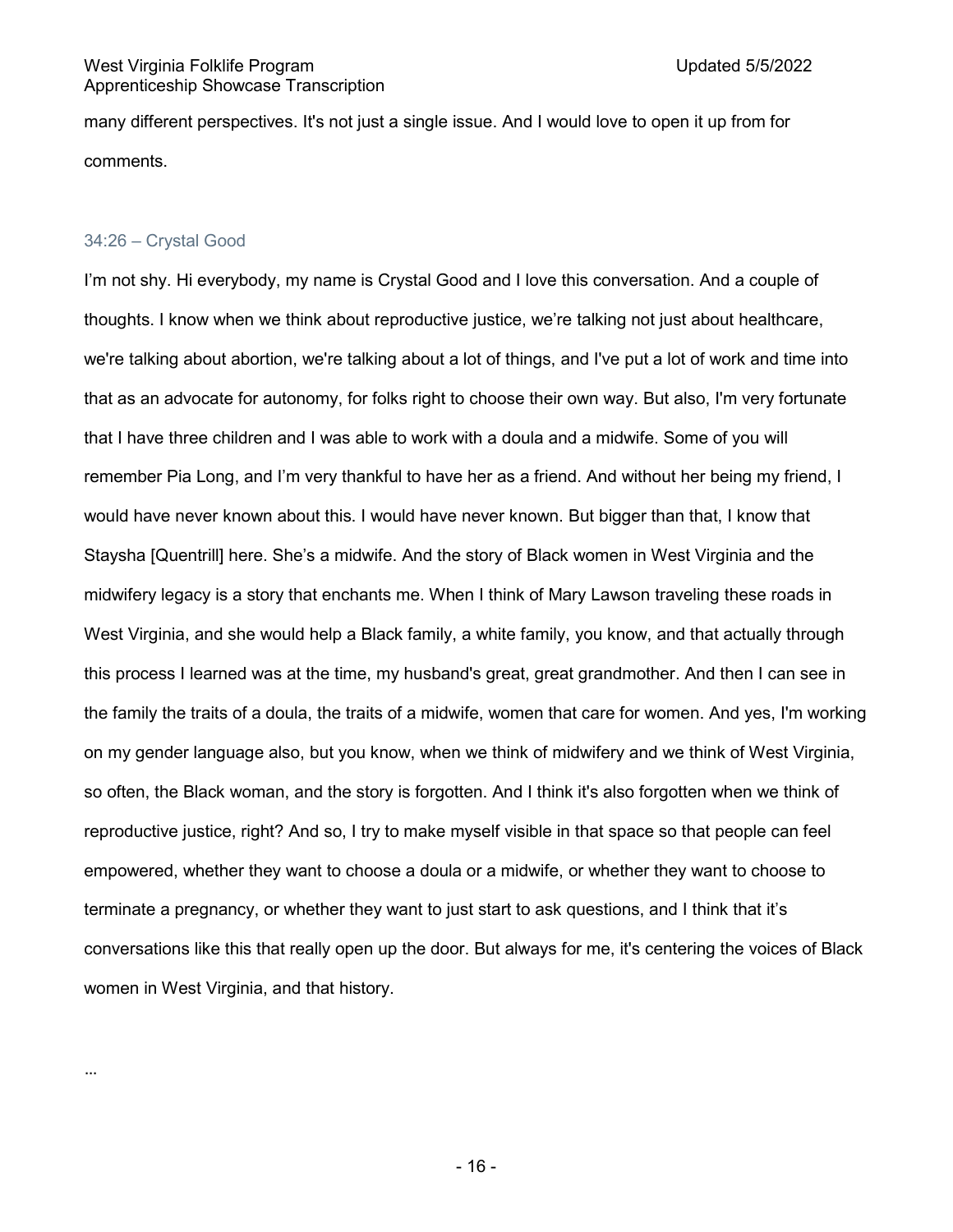many different perspectives. It's not just a single issue. And I would love to open it up from for comments.

### 34:26 – Crystal Good

I'm not shy. Hi everybody, my name is Crystal Good and I love this conversation. And a couple of thoughts. I know when we think about reproductive justice, we're talking not just about healthcare, we're talking about abortion, we're talking about a lot of things, and I've put a lot of work and time into that as an advocate for autonomy, for folks right to choose their own way. But also, I'm very fortunate that I have three children and I was able to work with a doula and a midwife. Some of you will remember Pia Long, and I'm very thankful to have her as a friend. And without her being my friend, I would have never known about this. I would have never known. But bigger than that, I know that Staysha [Quentrill] here. She's a midwife. And the story of Black women in West Virginia and the midwifery legacy is a story that enchants me. When I think of Mary Lawson traveling these roads in West Virginia, and she would help a Black family, a white family, you know, and that actually through this process I learned was at the time, my husband's great, great grandmother. And then I can see in the family the traits of a doula, the traits of a midwife, women that care for women. And yes, I'm working on my gender language also, but you know, when we think of midwifery and we think of West Virginia, so often, the Black woman, and the story is forgotten. And I think it's also forgotten when we think of reproductive justice, right? And so, I try to make myself visible in that space so that people can feel empowered, whether they want to choose a doula or a midwife, or whether they want to choose to terminate a pregnancy, or whether they want to just start to ask questions, and I think that it's conversations like this that really open up the door. But always for me, it's centering the voices of Black women in West Virginia, and that history.

…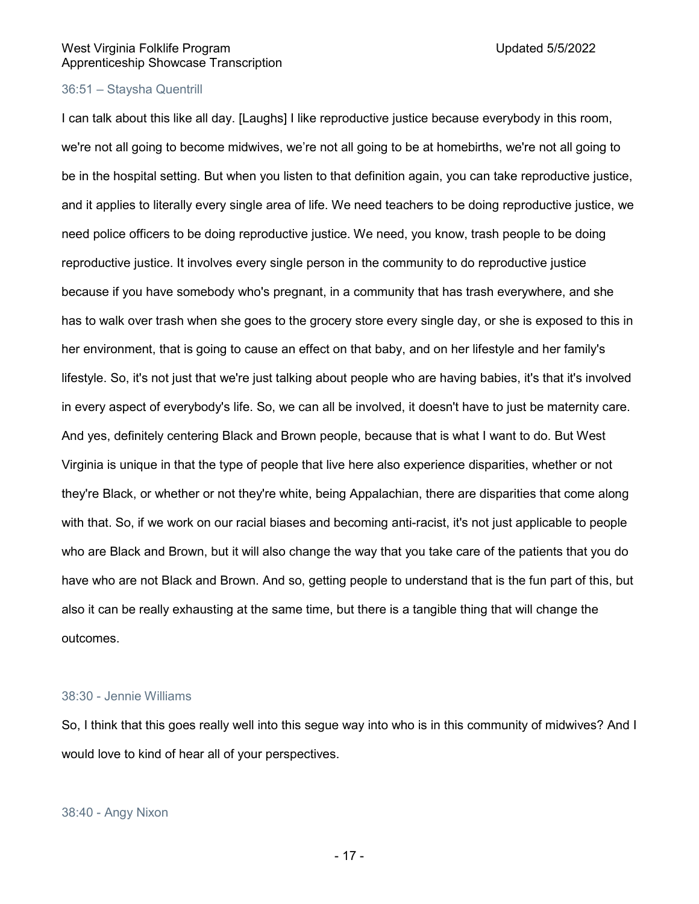36:51 – Staysha Quentrill

I can talk about this like all day. [Laughs] I like reproductive justice because everybody in this room, we're not all going to become midwives, we’re not all going to be at homebirths, we're not all going to be in the hospital setting. But when you listen to that definition again, you can take reproductive justice, and it applies to literally every single area of life. We need teachers to be doing reproductive justice, we need police officers to be doing reproductive justice. We need, you know, trash people to be doing reproductive justice. It involves every single person in the community to do reproductive justice because if you have somebody who's pregnant, in a community that has trash everywhere, and she has to walk over trash when she goes to the grocery store every single day, or she is exposed to this in her environment, that is going to cause an effect on that baby, and on her lifestyle and her family's lifestyle. So, it's not just that we're just talking about people who are having babies, it's that it's involved in every aspect of everybody's life. So, we can all be involved, it doesn't have to just be maternity care. And yes, definitely centering Black and Brown people, because that is what I want to do. But West Virginia is unique in that the type of people that live here also experience disparities, whether or not they're Black, or whether or not they're white, being Appalachian, there are disparities that come along with that. So, if we work on our racial biases and becoming anti-racist, it's not just applicable to people who are Black and Brown, but it will also change the way that you take care of the patients that you do have who are not Black and Brown. And so, getting people to understand that is the fun part of this, but also it can be really exhausting at the same time, but there is a tangible thing that will change the outcomes.

38:30 - Jennie Williams

So, I think that this goes really well into this segue way into who is in this community of midwives? And I would love to kind of hear all of your perspectives.

38:40 - Angy Nixon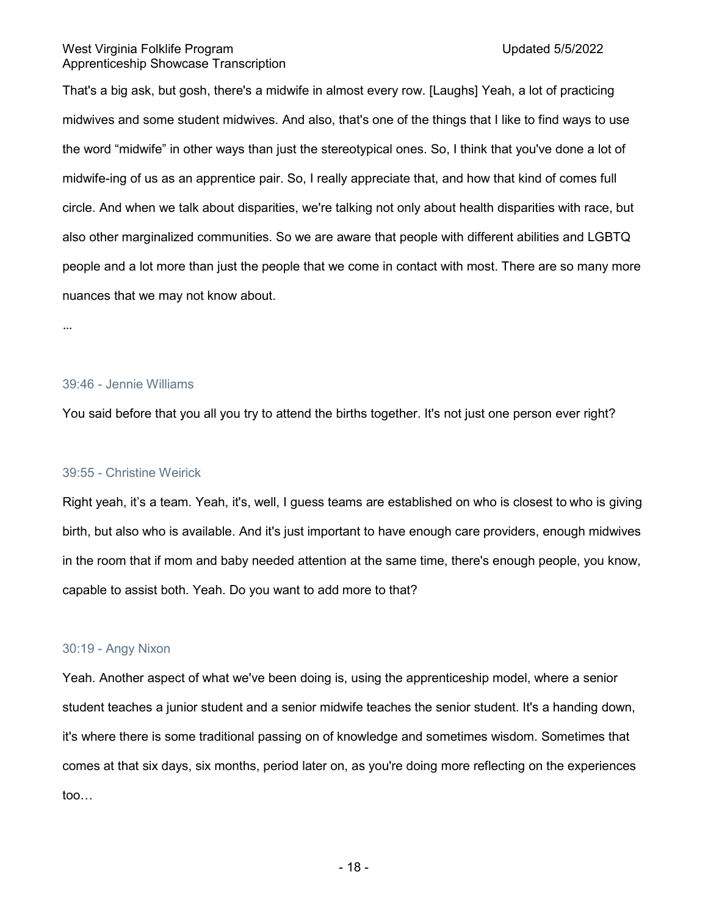That's a big ask, but gosh, there's a midwife in almost every row. [Laughs] Yeah, a lot of practicing midwives and some student midwives. And also, that's one of the things that I like to find ways to use the word "midwife" in other ways than just the stereotypical ones. So, I think that you've done a lot of midwife-ing of us as an apprentice pair. So, I really appreciate that, and how that kind of comes full circle. And when we talk about disparities, we're talking not only about health disparities with race, but also other marginalized communities. So we are aware that people with different abilities and LGBTQ people and a lot more than just the people that we come in contact with most. There are so many more nuances that we may not know about.

...

### 39:46 - Jennie Williams

You said before that you all you try to attend the births together. It's not just one person ever right?

### 39:55 - Christine Weirick

Right yeah, it's a team. Yeah, it's, well, I guess teams are established on who is closest to who is giving birth, but also who is available. And it's just important to have enough care providers, enough midwives in the room that if mom and baby needed attention at the same time, there's enough people, you know, capable to assist both. Yeah. Do you want to add more to that?

### 30:19 - Angy Nixon

Yeah. Another aspect of what we've been doing is, using the apprenticeship model, where a senior student teaches a junior student and a senior midwife teaches the senior student. It's a handing down, it's where there is some traditional passing on of knowledge and sometimes wisdom. Sometimes that comes at that six days, six months, period later on, as you're doing more reflecting on the experiences too…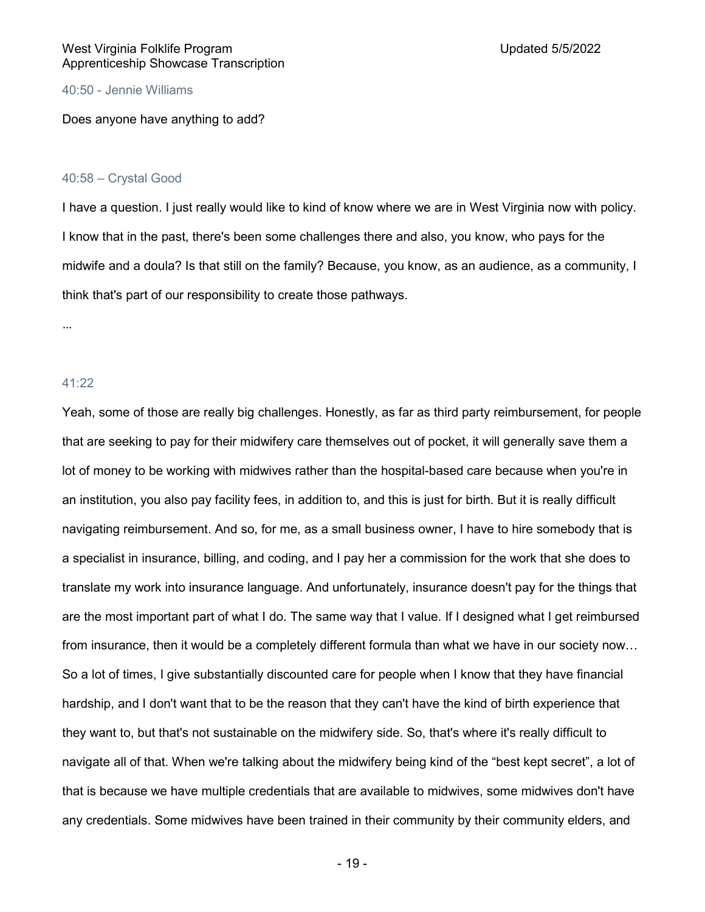40:50 - Jennie Williams

Does anyone have anything to add?

40:58 – Crystal Good

I have a question. I just really would like to kind of know where we are in West Virginia now with policy. I know that in the past, there's been some challenges there and also, you know, who pays for the midwife and a doula? Is that still on the family? Because, you know, as an audience, as a community, I think that's part of our responsibility to create those pathways.

…

41:22

Yeah, some of those are really big challenges. Honestly, as far as third party reimbursement, for people that are seeking to pay for their midwifery care themselves out of pocket, it will generally save them a lot of money to be working with midwives rather than the hospital-based care because when you're in an institution, you also pay facility fees, in addition to, and this is just for birth. But it is really difficult navigating reimbursement. And so, for me, as a small business owner, I have to hire somebody that is a specialist in insurance, billing, and coding, and I pay her a commission for the work that she does to translate my work into insurance language. And unfortunately, insurance doesn't pay for the things that are the most important part of what I do. The same way that I value. If I designed what I get reimbursed from insurance, then it would be a completely different formula than what we have in our society now… So a lot of times, I give substantially discounted care for people when I know that they have financial hardship, and I don't want that to be the reason that they can't have the kind of birth experience that they want to, but that's not sustainable on the midwifery side. So, that's where it's really difficult to navigate all of that. When we're talking about the midwifery being kind of the "best kept secret", a lot of that is because we have multiple credentials that are available to midwives, some midwives don't have any credentials. Some midwives have been trained in their community by their community elders, and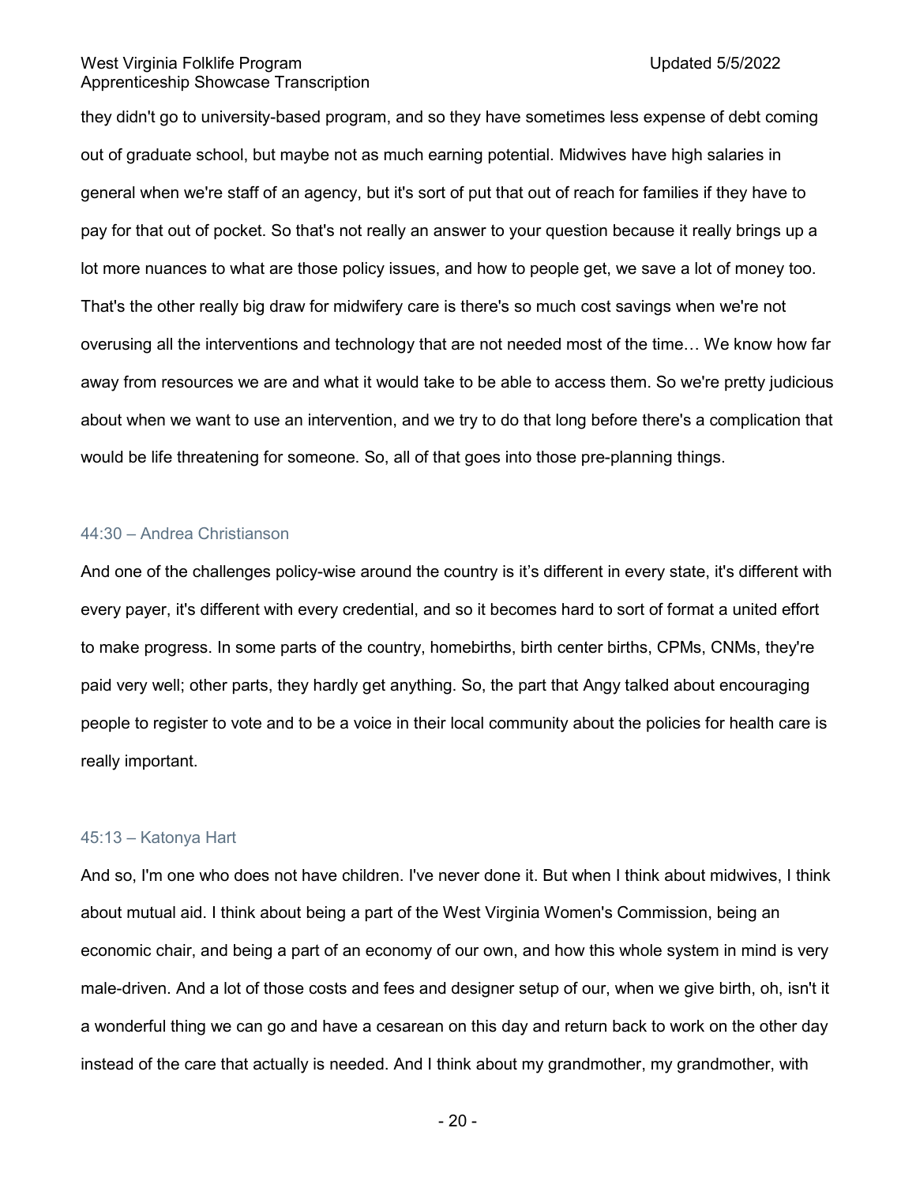they didn't go to university-based program, and so they have sometimes less expense of debt coming out of graduate school, but maybe not as much earning potential. Midwives have high salaries in general when we're staff of an agency, but it's sort of put that out of reach for families if they have to pay for that out of pocket. So that's not really an answer to your question because it really brings up a lot more nuances to what are those policy issues, and how to people get, we save a lot of money too. That's the other really big draw for midwifery care is there's so much cost savings when we're not overusing all the interventions and technology that are not needed most of the time… We know how far away from resources we are and what it would take to be able to access them. So we're pretty judicious about when we want to use an intervention, and we try to do that long before there's a complication that would be life threatening for someone. So, all of that goes into those pre-planning things.

#### 44:30 – Andrea Christianson

And one of the challenges policy-wise around the country is it’s different in every state, it's different with every payer, it's different with every credential, and so it becomes hard to sort of format a united effort to make progress. In some parts of the country, homebirths, birth center births, CPMs, CNMs, they're paid very well; other parts, they hardly get anything. So, the part that Angy talked about encouraging people to register to vote and to be a voice in their local community about the policies for health care is really important.

#### 45:13 – Katonya Hart

And so, I'm one who does not have children. I've never done it. But when I think about midwives, I think about mutual aid. I think about being a part of the West Virginia Women's Commission, being an economic chair, and being a part of an economy of our own, and how this whole system in mind is very male-driven. And a lot of those costs and fees and designer setup of our, when we give birth, oh, isn't it a wonderful thing we can go and have a cesarean on this day and return back to work on the other day instead of the care that actually is needed. And I think about my grandmother, my grandmother, with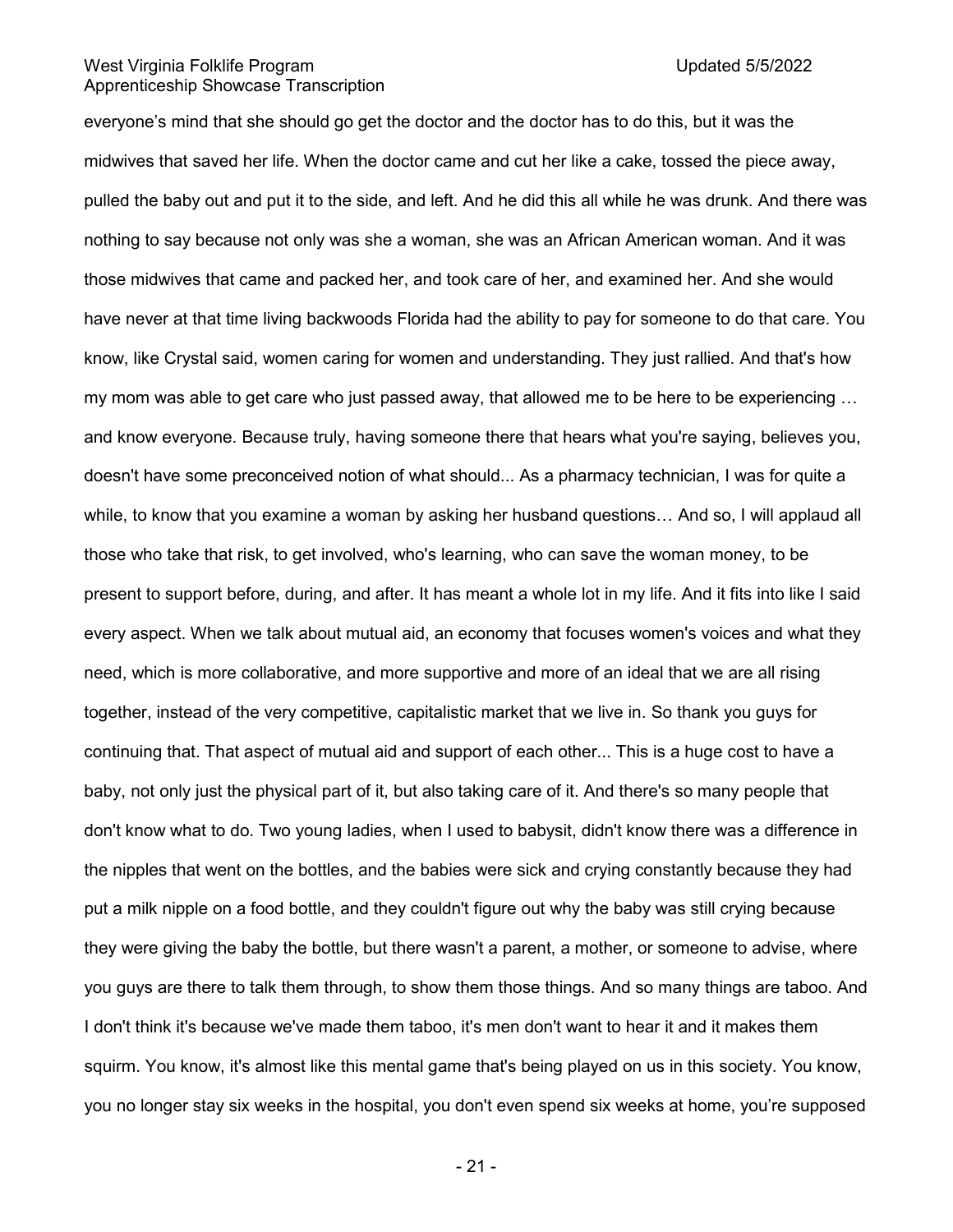everyone's mind that she should go get the doctor and the doctor has to do this, but it was the midwives that saved her life. When the doctor came and cut her like a cake, tossed the piece away, pulled the baby out and put it to the side, and left. And he did this all while he was drunk. And there was nothing to say because not only was she a woman, she was an African American woman. And it was those midwives that came and packed her, and took care of her, and examined her. And she would have never at that time living backwoods Florida had the ability to pay for someone to do that care. You know, like Crystal said, women caring for women and understanding. They just rallied. And that's how my mom was able to get care who just passed away, that allowed me to be here to be experiencing … and know everyone. Because truly, having someone there that hears what you're saying, believes you, doesn't have some preconceived notion of what should... As a pharmacy technician, I was for quite a while, to know that you examine a woman by asking her husband questions… And so, I will applaud all those who take that risk, to get involved, who's learning, who can save the woman money, to be present to support before, during, and after. It has meant a whole lot in my life. And it fits into like I said every aspect. When we talk about mutual aid, an economy that focuses women's voices and what they need, which is more collaborative, and more supportive and more of an ideal that we are all rising together, instead of the very competitive, capitalistic market that we live in. So thank you guys for continuing that. That aspect of mutual aid and support of each other... This is a huge cost to have a baby, not only just the physical part of it, but also taking care of it. And there's so many people that don't know what to do. Two young ladies, when I used to babysit, didn't know there was a difference in the nipples that went on the bottles, and the babies were sick and crying constantly because they had put a milk nipple on a food bottle, and they couldn't figure out why the baby was still crying because they were giving the baby the bottle, but there wasn't a parent, a mother, or someone to advise, where you guys are there to talk them through, to show them those things. And so many things are taboo. And I don't think it's because we've made them taboo, it's men don't want to hear it and it makes them squirm. You know, it's almost like this mental game that's being played on us in this society. You know, you no longer stay six weeks in the hospital, you don't even spend six weeks at home, you're supposed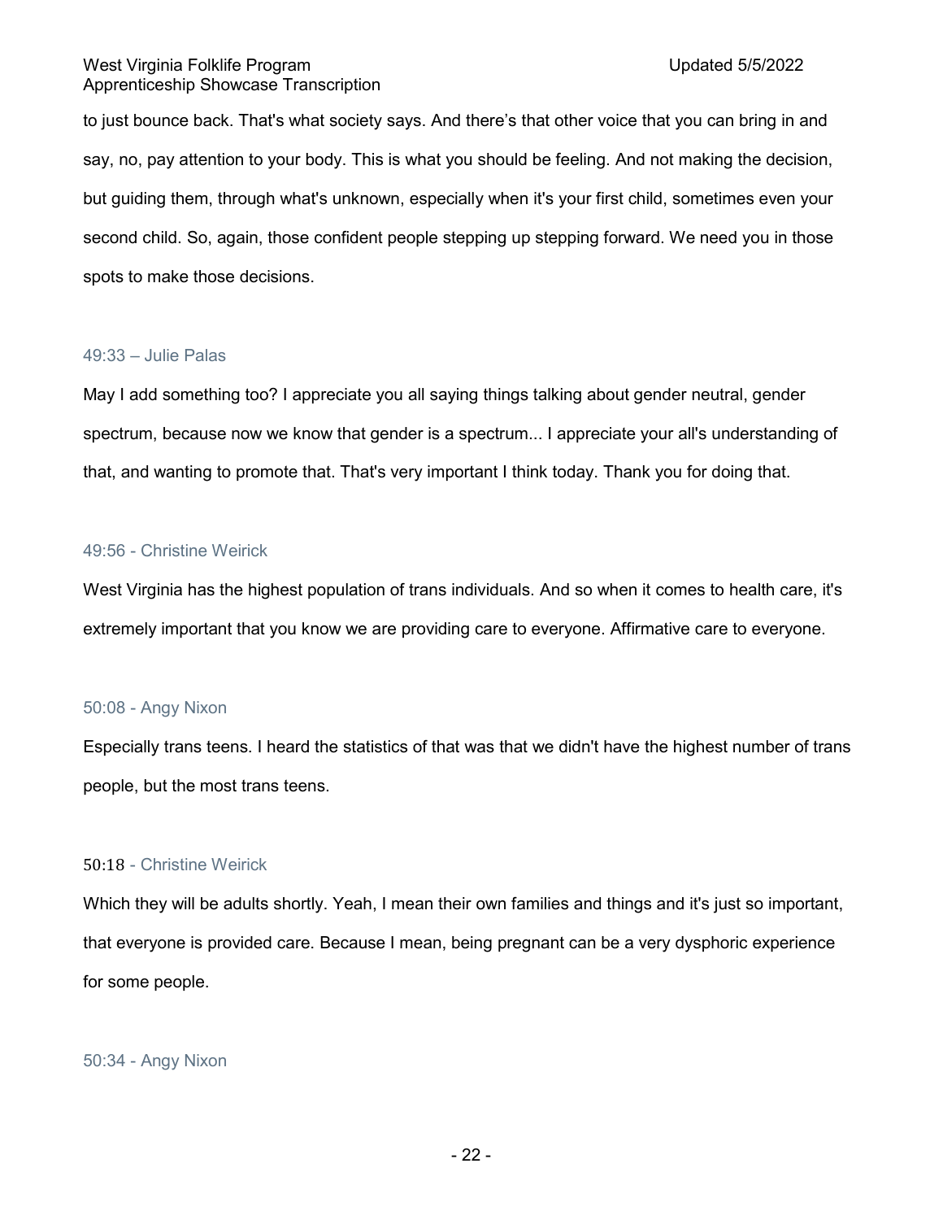to just bounce back. That's what society says. And there's that other voice that you can bring in and say, no, pay attention to your body. This is what you should be feeling. And not making the decision, but guiding them, through what's unknown, especially when it's your first child, sometimes even your second child. So, again, those confident people stepping up stepping forward. We need you in those spots to make those decisions.

49:33 – Julie Palas

May I add something too? I appreciate you all saying things talking about gender neutral, gender spectrum, because now we know that gender is a spectrum... I appreciate your all's understanding of that, and wanting to promote that. That's very important I think today. Thank you for doing that.

49:56 - Christine Weirick

West Virginia has the highest population of trans individuals. And so when it comes to health care, it's extremely important that you know we are providing care to everyone. Affirmative care to everyone.

50:08 - Angy Nixon

Especially trans teens. I heard the statistics of that was that we didn't have the highest number of trans people, but the most trans teens.

50:18 - Christine Weirick

Which they will be adults shortly. Yeah, I mean their own families and things and it's just so important, that everyone is provided care. Because I mean, being pregnant can be a very dysphoric experience for some people.

50:34 - Angy Nixon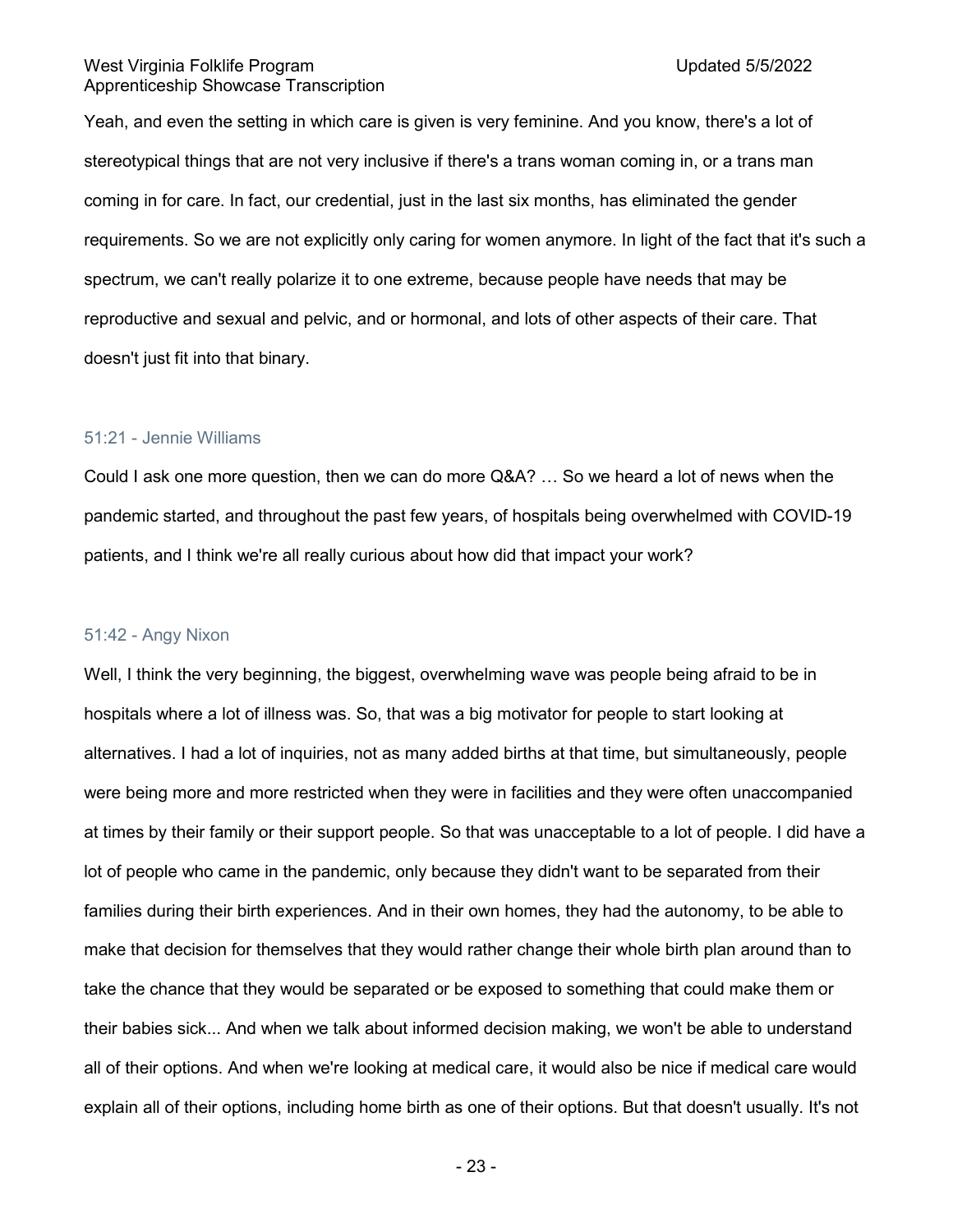Yeah, and even the setting in which care is given is very feminine. And you know, there's a lot of stereotypical things that are not very inclusive if there's a trans woman coming in, or a trans man coming in for care. In fact, our credential, just in the last six months, has eliminated the gender requirements. So we are not explicitly only caring for women anymore. In light of the fact that it's such a spectrum, we can't really polarize it to one extreme, because people have needs that may be reproductive and sexual and pelvic, and or hormonal, and lots of other aspects of their care. That doesn't just fit into that binary.

### 51:21 - Jennie Williams

Could I ask one more question, then we can do more Q&A? … So we heard a lot of news when the pandemic started, and throughout the past few years, of hospitals being overwhelmed with COVID-19 patients, and I think we're all really curious about how did that impact your work?

### 51:42 - Angy Nixon

Well, I think the very beginning, the biggest, overwhelming wave was people being afraid to be in hospitals where a lot of illness was. So, that was a big motivator for people to start looking at alternatives. I had a lot of inquiries, not as many added births at that time, but simultaneously, people were being more and more restricted when they were in facilities and they were often unaccompanied at times by their family or their support people. So that was unacceptable to a lot of people. I did have a lot of people who came in the pandemic, only because they didn't want to be separated from their families during their birth experiences. And in their own homes, they had the autonomy, to be able to make that decision for themselves that they would rather change their whole birth plan around than to take the chance that they would be separated or be exposed to something that could make them or their babies sick... And when we talk about informed decision making, we won't be able to understand all of their options. And when we're looking at medical care, it would also be nice if medical care would explain all of their options, including home birth as one of their options. But that doesn't usually. It's not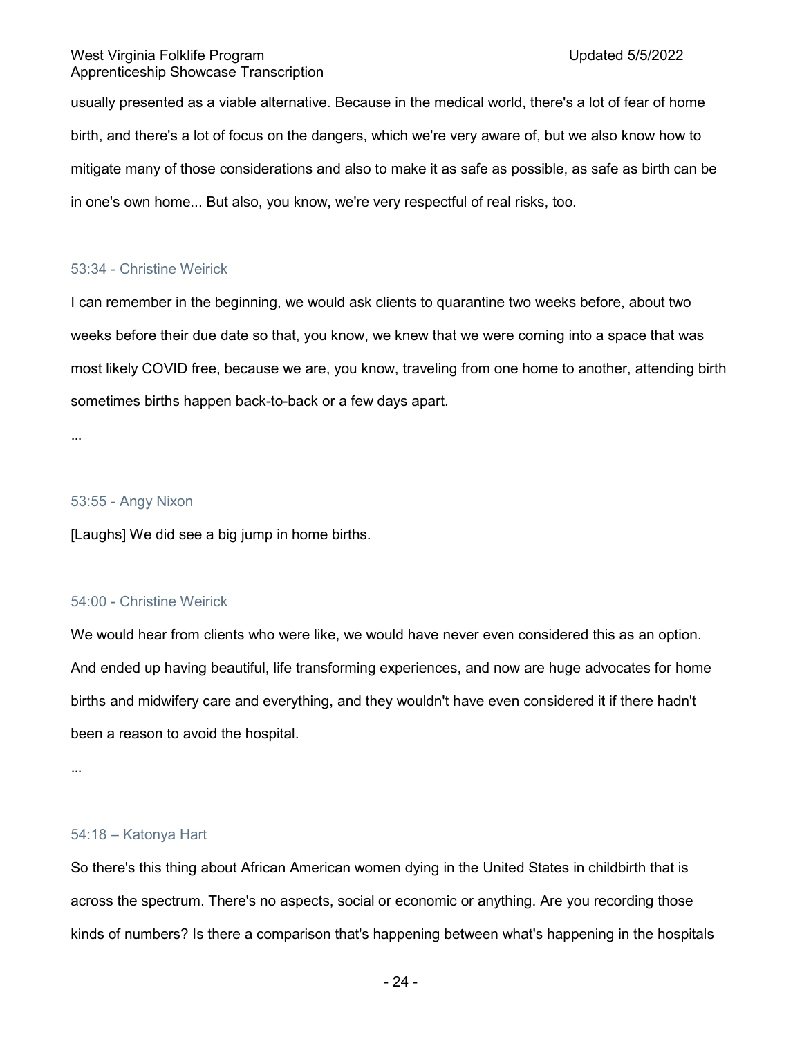usually presented as a viable alternative. Because in the medical world, there's a lot of fear of home birth, and there's a lot of focus on the dangers, which we're very aware of, but we also know how to mitigate many of those considerations and also to make it as safe as possible, as safe as birth can be in one's own home... But also, you know, we're very respectful of real risks, too.

53:34 - Christine Weirick

I can remember in the beginning, we would ask clients to quarantine two weeks before, about two weeks before their due date so that, you know, we knew that we were coming into a space that was most likely COVID free, because we are, you know, traveling from one home to another, attending birth sometimes births happen back-to-back or a few days apart.

...

53:55 - Angy Nixon

[Laughs] We did see a big jump in home births.

54:00 - Christine Weirick

We would hear from clients who were like, we would have never even considered this as an option. And ended up having beautiful, life transforming experiences, and now are huge advocates for home births and midwifery care and everything, and they wouldn't have even considered it if there hadn't been a reason to avoid the hospital.

...

54:18 – Katonya Hart

So there's this thing about African American women dying in the United States in childbirth that is across the spectrum. There's no aspects, social or economic or anything. Are you recording those kinds of numbers? Is there a comparison that's happening between what's happening in the hospitals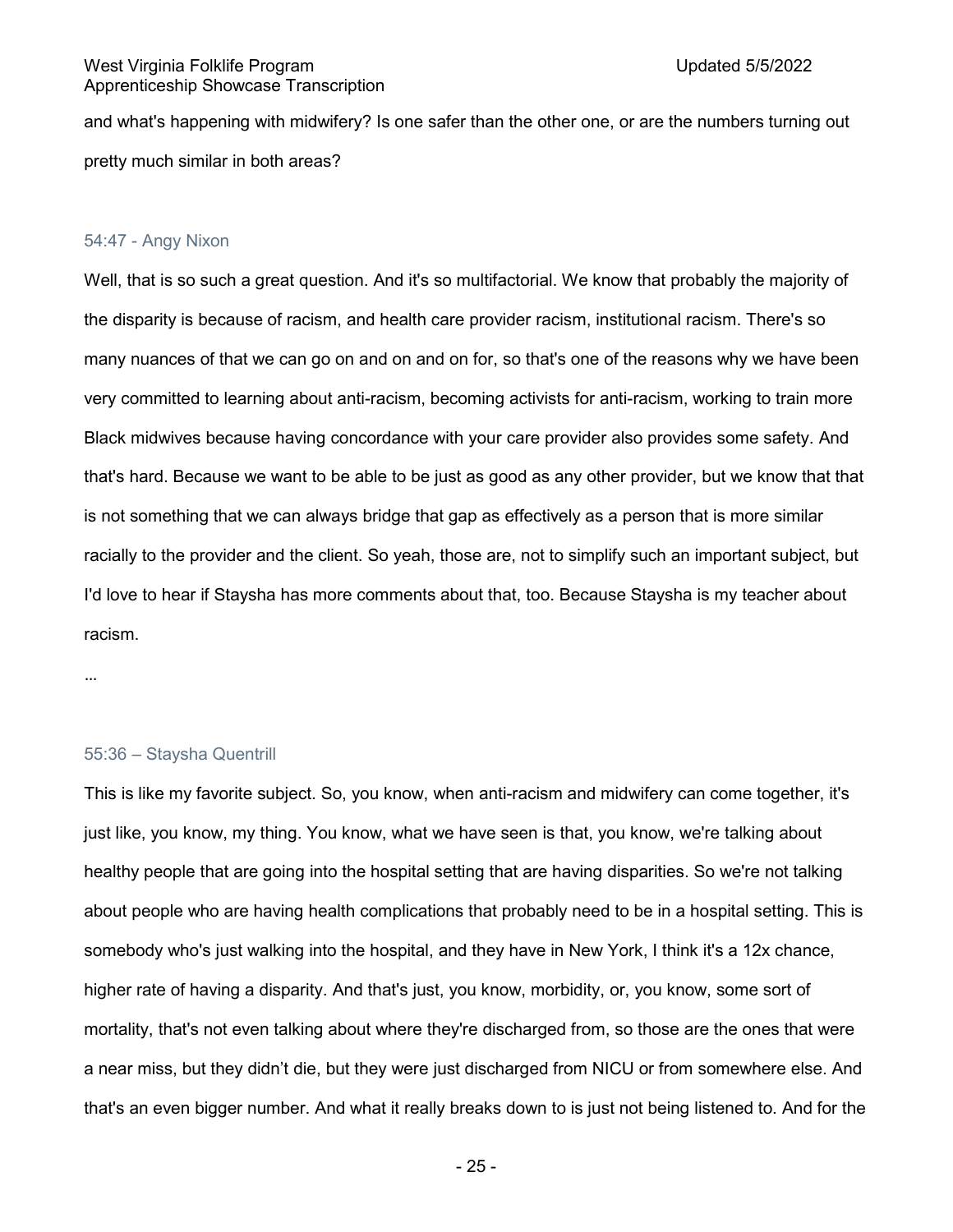and what's happening with midwifery? Is one safer than the other one, or are the numbers turning out pretty much similar in both areas?

54:47 - Angy Nixon

Well, that is so such a great question. And it's so multifactorial. We know that probably the majority of the disparity is because of racism, and health care provider racism, institutional racism. There's so many nuances of that we can go on and on and on for, so that's one of the reasons why we have been very committed to learning about anti-racism, becoming activists for anti-racism, working to train more Black midwives because having concordance with your care provider also provides some safety. And that's hard. Because we want to be able to be just as good as any other provider, but we know that that is not something that we can always bridge that gap as effectively as a person that is more similar racially to the provider and the client. So yeah, those are, not to simplify such an important subject, but I'd love to hear if Staysha has more comments about that, too. Because Staysha is my teacher about racism.

...

55:36 – Staysha Quentrill

This is like my favorite subject. So, you know, when anti-racism and midwifery can come together, it's just like, you know, my thing. You know, what we have seen is that, you know, we're talking about healthy people that are going into the hospital setting that are having disparities. So we're not talking about people who are having health complications that probably need to be in a hospital setting. This is somebody who's just walking into the hospital, and they have in New York, I think it's a 12x chance, higher rate of having a disparity. And that's just, you know, morbidity, or, you know, some sort of mortality, that's not even talking about where they're discharged from, so those are the ones that were a near miss, but they didn't die, but they were just discharged from NICU or from somewhere else. And that's an even bigger number. And what it really breaks down to is just not being listened to. And for the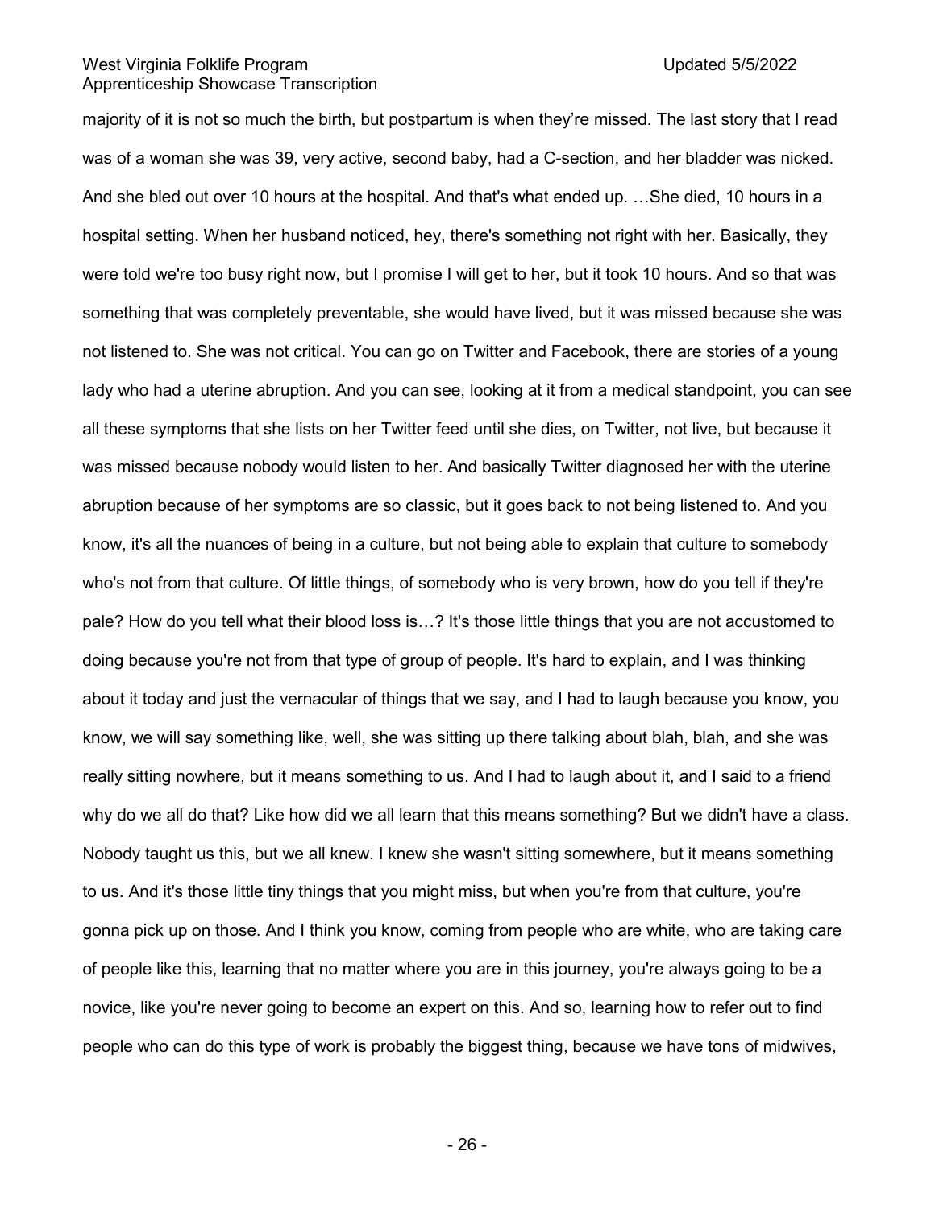majority of it is not so much the birth, but postpartum is when they're missed. The last story that I read was of a woman she was 39, very active, second baby, had a C-section, and her bladder was nicked. And she bled out over 10 hours at the hospital. And that's what ended up. …She died, 10 hours in a hospital setting. When her husband noticed, hey, there's something not right with her. Basically, they were told we're too busy right now, but I promise I will get to her, but it took 10 hours. And so that was something that was completely preventable, she would have lived, but it was missed because she was not listened to. She was not critical. You can go on Twitter and Facebook, there are stories of a young lady who had a uterine abruption. And you can see, looking at it from a medical standpoint, you can see all these symptoms that she lists on her Twitter feed until she dies, on Twitter, not live, but because it was missed because nobody would listen to her. And basically Twitter diagnosed her with the uterine abruption because of her symptoms are so classic, but it goes back to not being listened to. And you know, it's all the nuances of being in a culture, but not being able to explain that culture to somebody who's not from that culture. Of little things, of somebody who is very brown, how do you tell if they're pale? How do you tell what their blood loss is…? It's those little things that you are not accustomed to doing because you're not from that type of group of people. It's hard to explain, and I was thinking about it today and just the vernacular of things that we say, and I had to laugh because you know, you know, we will say something like, well, she was sitting up there talking about blah, blah, and she was really sitting nowhere, but it means something to us. And I had to laugh about it, and I said to a friend why do we all do that? Like how did we all learn that this means something? But we didn't have a class. Nobody taught us this, but we all knew. I knew she wasn't sitting somewhere, but it means something to us. And it's those little tiny things that you might miss, but when you're from that culture, you're gonna pick up on those. And I think you know, coming from people who are white, who are taking care of people like this, learning that no matter where you are in this journey, you're always going to be a novice, like you're never going to become an expert on this. And so, learning how to refer out to find people who can do this type of work is probably the biggest thing, because we have tons of midwives,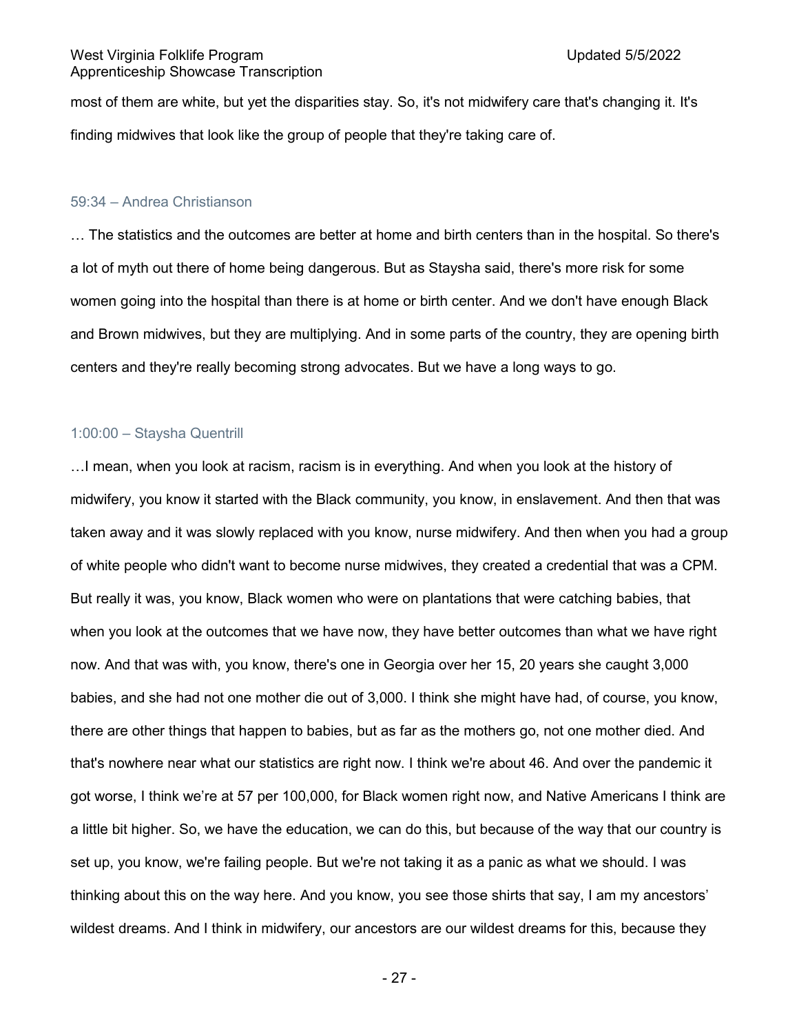most of them are white, but yet the disparities stay. So, it's not midwifery care that's changing it. It's finding midwives that look like the group of people that they're taking care of.

59:34 – Andrea Christianson

… The statistics and the outcomes are better at home and birth centers than in the hospital. So there's a lot of myth out there of home being dangerous. But as Staysha said, there's more risk for some women going into the hospital than there is at home or birth center. And we don't have enough Black and Brown midwives, but they are multiplying. And in some parts of the country, they are opening birth centers and they're really becoming strong advocates. But we have a long ways to go.

1:00:00 – Staysha Quentrill

…I mean, when you look at racism, racism is in everything. And when you look at the history of midwifery, you know it started with the Black community, you know, in enslavement. And then that was taken away and it was slowly replaced with you know, nurse midwifery. And then when you had a group of white people who didn't want to become nurse midwives, they created a credential that was a CPM. But really it was, you know, Black women who were on plantations that were catching babies, that when you look at the outcomes that we have now, they have better outcomes than what we have right now. And that was with, you know, there's one in Georgia over her 15, 20 years she caught 3,000 babies, and she had not one mother die out of 3,000. I think she might have had, of course, you know, there are other things that happen to babies, but as far as the mothers go, not one mother died. And that's nowhere near what our statistics are right now. I think we're about 46. And over the pandemic it got worse, I think we're at 57 per 100,000, for Black women right now, and Native Americans I think are a little bit higher. So, we have the education, we can do this, but because of the way that our country is set up, you know, we're failing people. But we're not taking it as a panic as what we should. I was thinking about this on the way here. And you know, you see those shirts that say, I am my ancestors' wildest dreams. And I think in midwifery, our ancestors are our wildest dreams for this, because they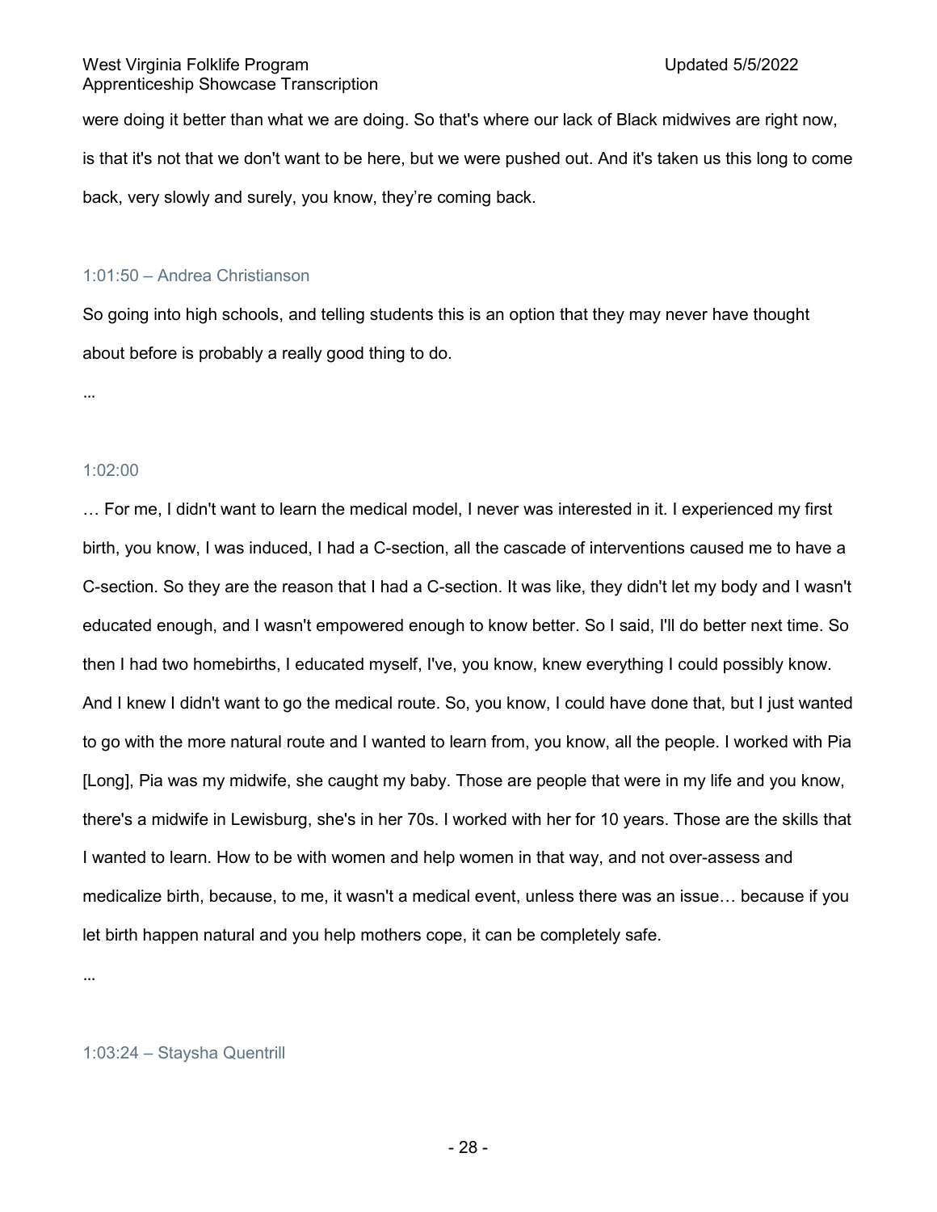were doing it better than what we are doing. So that's where our lack of Black midwives are right now, is that it's not that we don't want to be here, but we were pushed out. And it's taken us this long to come back, very slowly and surely, you know, they're coming back.

1:01:50 – Andrea Christianson

So going into high schools, and telling students this is an option that they may never have thought about before is probably a really good thing to do.

…

1:02:00

… For me, I didn't want to learn the medical model, I never was interested in it. I experienced my first birth, you know, I was induced, I had a C-section, all the cascade of interventions caused me to have a C-section. So they are the reason that I had a C-section. It was like, they didn't let my body and I wasn't educated enough, and I wasn't empowered enough to know better. So I said, I'll do better next time. So then I had two homebirths, I educated myself, I've, you know, knew everything I could possibly know. And I knew I didn't want to go the medical route. So, you know, I could have done that, but I just wanted to go with the more natural route and I wanted to learn from, you know, all the people. I worked with Pia [Long], Pia was my midwife, she caught my baby. Those are people that were in my life and you know, there's a midwife in Lewisburg, she's in her 70s. I worked with her for 10 years. Those are the skills that I wanted to learn. How to be with women and help women in that way, and not over-assess and medicalize birth, because, to me, it wasn't a medical event, unless there was an issue… because if you let birth happen natural and you help mothers cope, it can be completely safe.

…

1:03:24 – Staysha Quentrill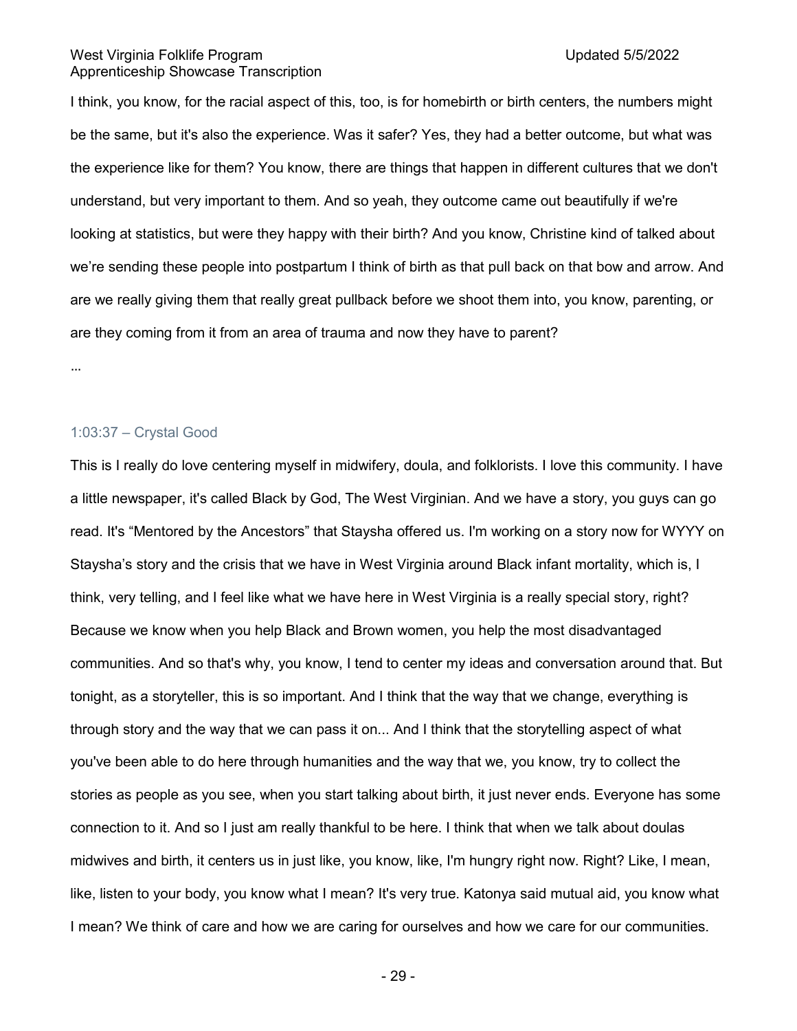I think, you know, for the racial aspect of this, too, is for homebirth or birth centers, the numbers might be the same, but it's also the experience. Was it safer? Yes, they had a better outcome, but what was the experience like for them? You know, there are things that happen in different cultures that we don't understand, but very important to them. And so yeah, they outcome came out beautifully if we're looking at statistics, but were they happy with their birth? And you know, Christine kind of talked about we're sending these people into postpartum I think of birth as that pull back on that bow and arrow. And are we really giving them that really great pullback before we shoot them into, you know, parenting, or are they coming from it from an area of trauma and now they have to parent?

…

### 1:03:37 – Crystal Good

This is I really do love centering myself in midwifery, doula, and folklorists. I love this community. I have a little newspaper, it's called Black by God, The West Virginian. And we have a story, you guys can go read. It's "Mentored by the Ancestors" that Staysha offered us. I'm working on a story now for WYYY on Staysha's story and the crisis that we have in West Virginia around Black infant mortality, which is, I think, very telling, and I feel like what we have here in West Virginia is a really special story, right? Because we know when you help Black and Brown women, you help the most disadvantaged communities. And so that's why, you know, I tend to center my ideas and conversation around that. But tonight, as a storyteller, this is so important. And I think that the way that we change, everything is through story and the way that we can pass it on... And I think that the storytelling aspect of what you've been able to do here through humanities and the way that we, you know, try to collect the stories as people as you see, when you start talking about birth, it just never ends. Everyone has some connection to it. And so I just am really thankful to be here. I think that when we talk about doulas midwives and birth, it centers us in just like, you know, like, I'm hungry right now. Right? Like, I mean, like, listen to your body, you know what I mean? It's very true. Katonya said mutual aid, you know what I mean? We think of care and how we are caring for ourselves and how we care for our communities.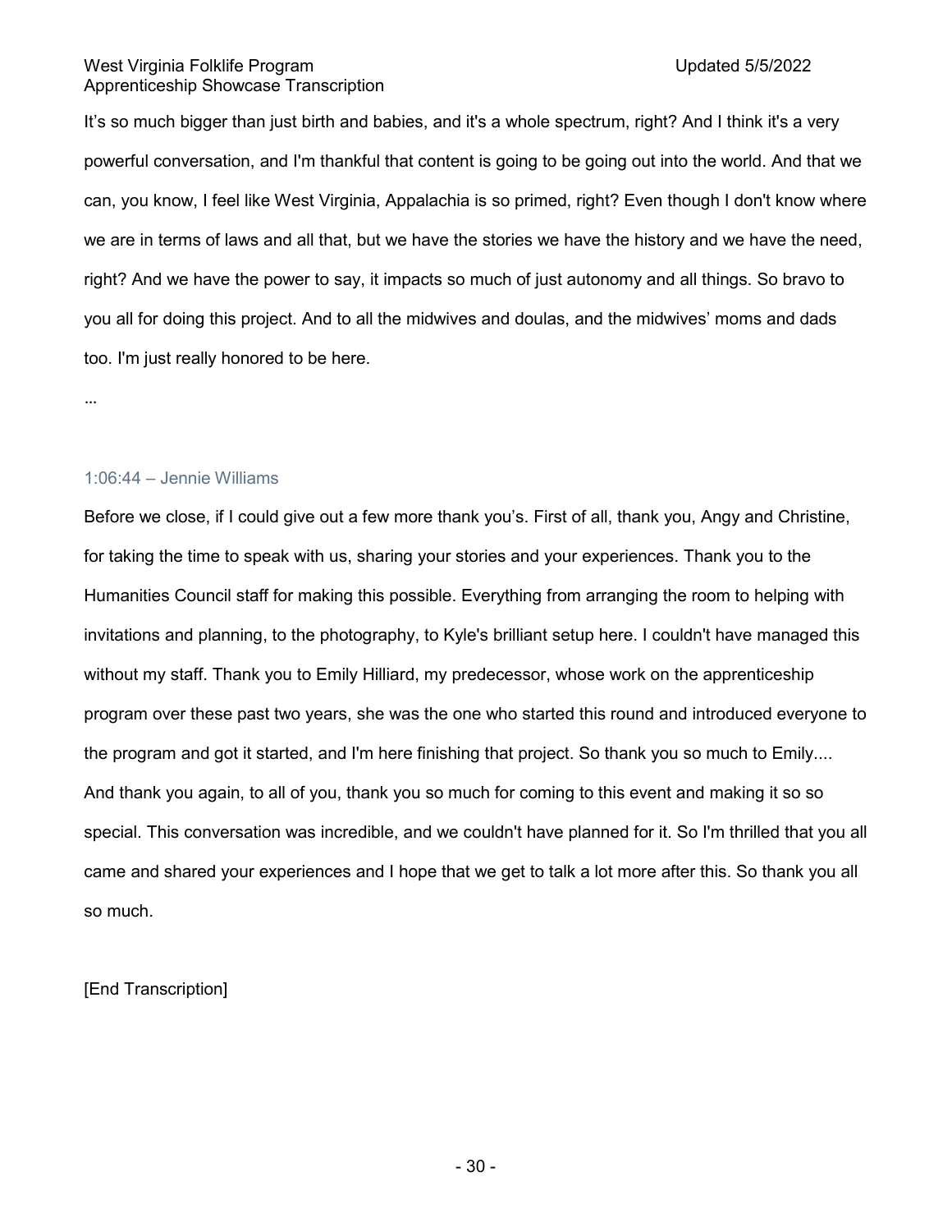It’s so much bigger than just birth and babies, and it's a whole spectrum, right? And I think it's a very powerful conversation, and I'm thankful that content is going to be going out into the world. And that we can, you know, I feel like West Virginia, Appalachia is so primed, right? Even though I don't know where we are in terms of laws and all that, but we have the stories we have the history and we have the need, right? And we have the power to say, it impacts so much of just autonomy and all things. So bravo to you all for doing this project. And to all the midwives and doulas, and the midwives’ moms and dads too. I'm just really honored to be here.

...

### 1:06:44 – Jennie Williams

Before we close, if I could give out a few more thank you’s. First of all, thank you, Angy and Christine, for taking the time to speak with us, sharing your stories and your experiences. Thank you to the Humanities Council staff for making this possible. Everything from arranging the room to helping with invitations and planning, to the photography, to Kyle's brilliant setup here. I couldn't have managed this without my staff. Thank you to Emily Hilliard, my predecessor, whose work on the apprenticeship program over these past two years, she was the one who started this round and introduced everyone to the program and got it started, and I'm here finishing that project. So thank you so much to Emily.... And thank you again, to all of you, thank you so much for coming to this event and making it so so special. This conversation was incredible, and we couldn't have planned for it. So I'm thrilled that you all came and shared your experiences and I hope that we get to talk a lot more after this. So thank you all so much.

[End Transcription]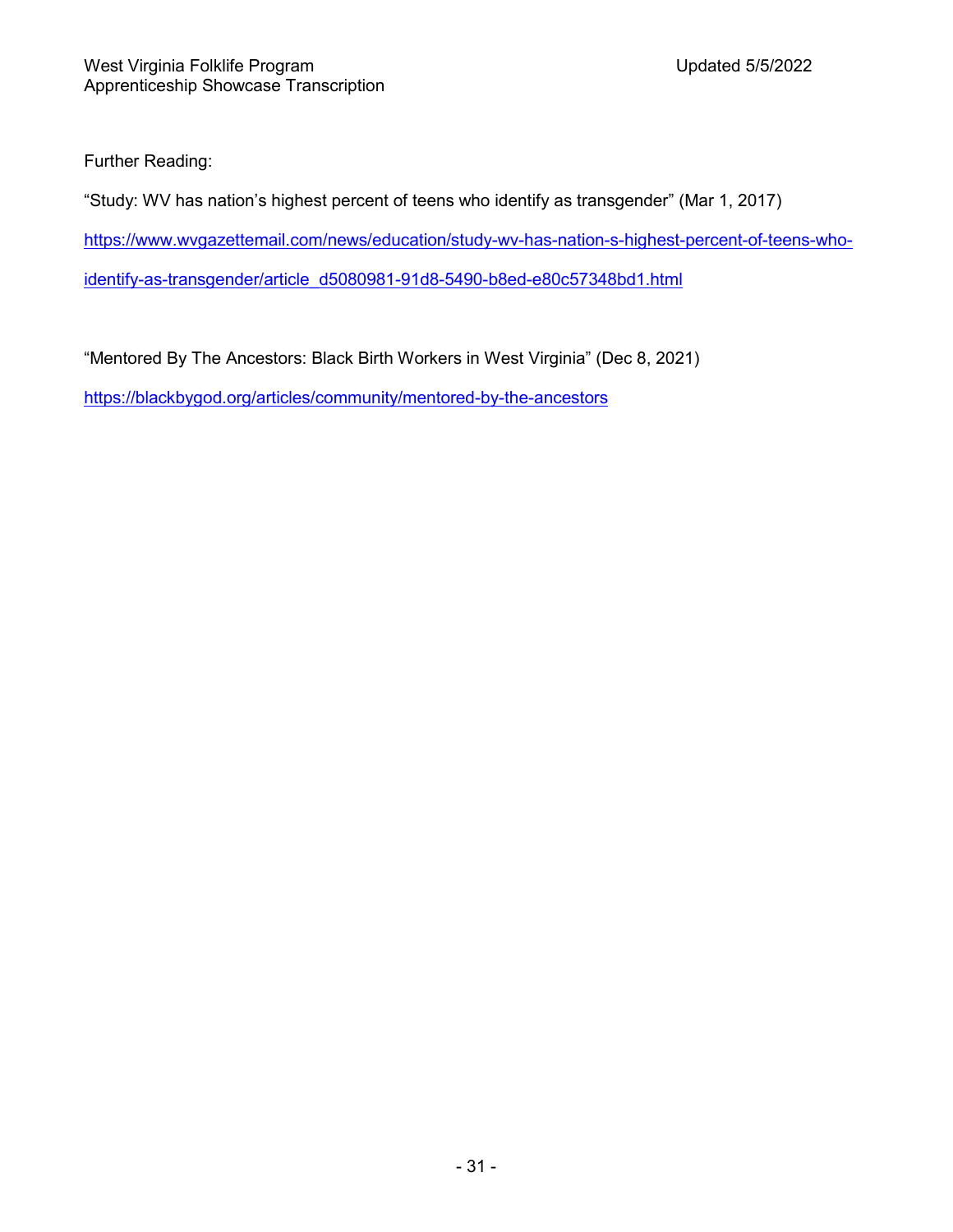Further Reading:

“Study: WV has nation’s highest percent of teens who identify as transgender” (Mar 1, 2017)

https://www.wvgazettemail.com/news/education/study-wv-has-nation-s-highest-percent-of-teens-who-identify-as-transgender/article_d5080981-91d8-5490-b8ed-e80c57348bd1.html

“Mentored By The Ancestors: Black Birth Workers in West Virginia” (Dec 8, 2021)

https://blackbygod.org/articles/community/mentored-by-the-ancestors